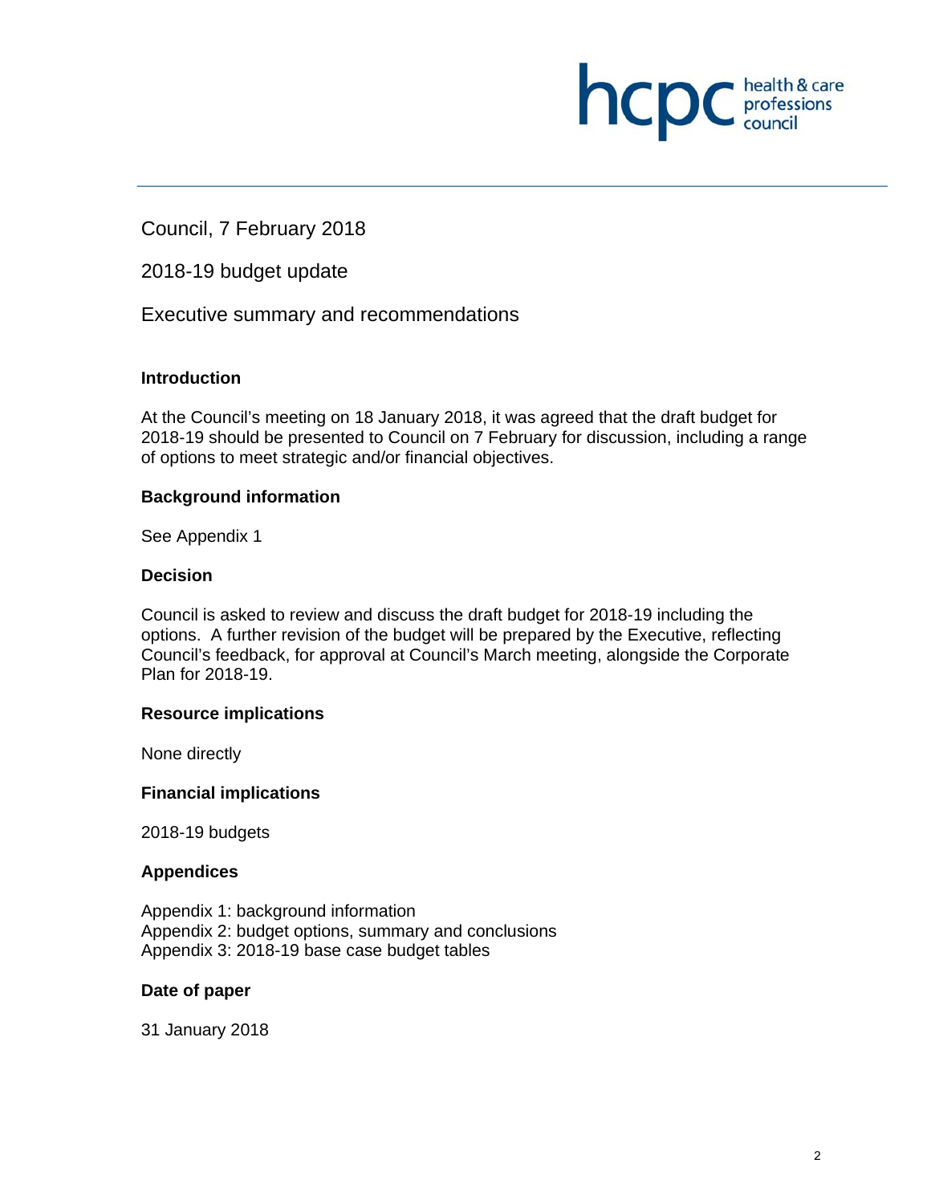Council, 7 February 2018

2018-19 budget update

Executive summary and recommendations

**Introduction**

At the Council's meeting on 18 January 2018, it was agreed that the draft budget for 2018-19 should be presented to Council on 7 February for discussion, including a range of options to meet strategic and/or financial objectives.

**Background information**

See Appendix 1

**Decision**

Council is asked to review and discuss the draft budget for 2018-19 including the options. A further revision of the budget will be prepared by the Executive, reflecting Council's feedback, for approval at Council's March meeting, alongside the Corporate Plan for 2018-19.

**Resource implications**

None directly

**Financial implications**

2018-19 budgets

**Appendices**

Appendix 1: background information
Appendix 2: budget options, summary and conclusions
Appendix 3: 2018-19 base case budget tables

**Date of paper**

31 January 2018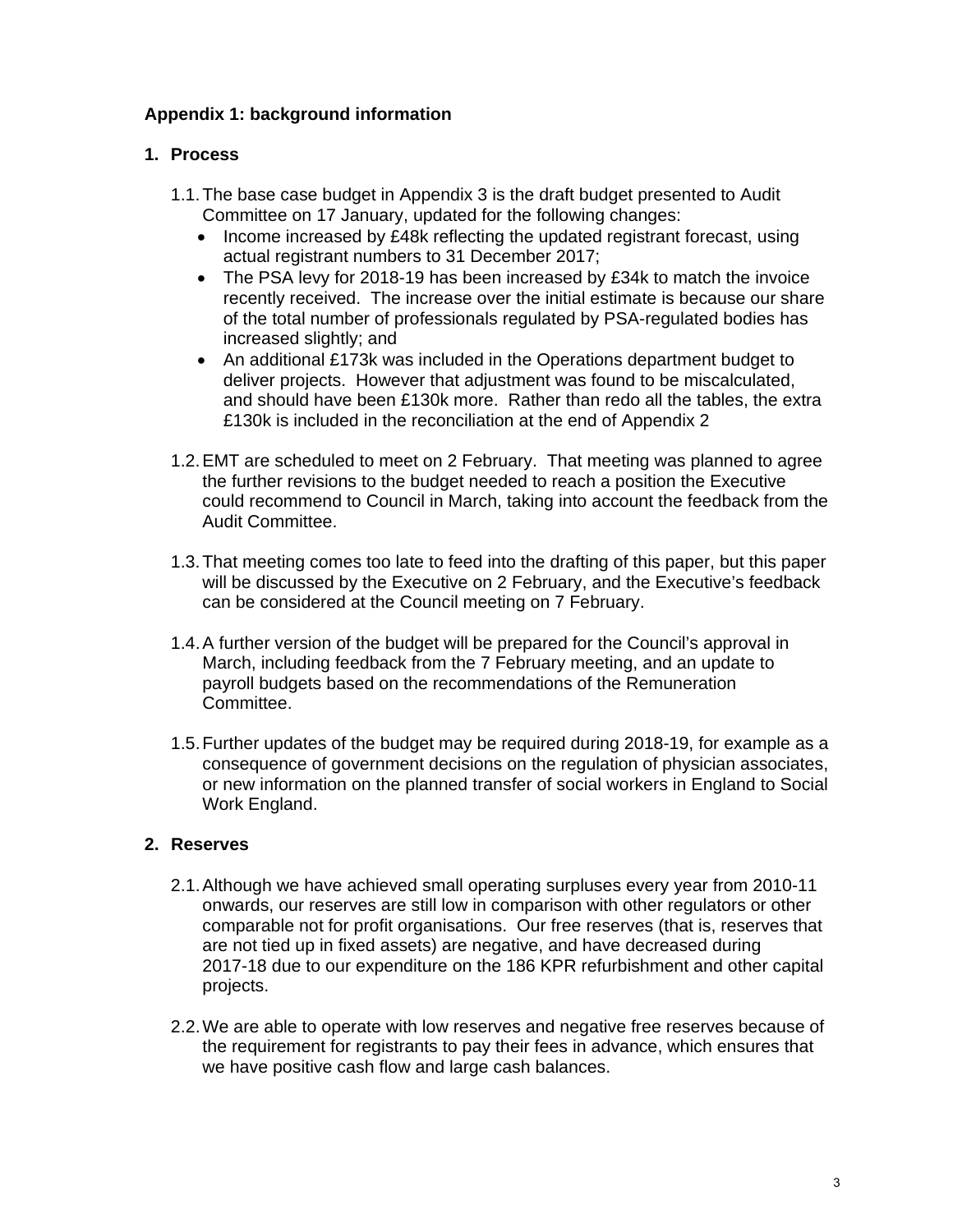**Appendix 1: background information**

**1. Process**

1.1. The base case budget in Appendix 3 is the draft budget presented to Audit Committee on 17 January, updated for the following changes:

- Income increased by £48k reflecting the updated registrant forecast, using actual registrant numbers to 31 December 2017;
- The PSA levy for 2018-19 has been increased by £34k to match the invoice recently received. The increase over the initial estimate is because our share of the total number of professionals regulated by PSA-regulated bodies has increased slightly; and
- An additional £173k was included in the Operations department budget to deliver projects. However that adjustment was found to be miscalculated, and should have been £130k more. Rather than redo all the tables, the extra £130k is included in the reconciliation at the end of Appendix 2

1.2. EMT are scheduled to meet on 2 February. That meeting was planned to agree the further revisions to the budget needed to reach a position the Executive could recommend to Council in March, taking into account the feedback from the Audit Committee.

1.3. That meeting comes too late to feed into the drafting of this paper, but this paper will be discussed by the Executive on 2 February, and the Executive's feedback can be considered at the Council meeting on 7 February.

1.4. A further version of the budget will be prepared for the Council's approval in March, including feedback from the 7 February meeting, and an update to payroll budgets based on the recommendations of the Remuneration Committee.

1.5. Further updates of the budget may be required during 2018-19, for example as a consequence of government decisions on the regulation of physician associates, or new information on the planned transfer of social workers in England to Social Work England.

**2. Reserves**

2.1. Although we have achieved small operating surpluses every year from 2010-11 onwards, our reserves are still low in comparison with other regulators or other comparable not for profit organisations. Our free reserves (that is, reserves that are not tied up in fixed assets) are negative, and have decreased during 2017-18 due to our expenditure on the 186 KPR refurbishment and other capital projects.

2.2. We are able to operate with low reserves and negative free reserves because of the requirement for registrants to pay their fees in advance, which ensures that we have positive cash flow and large cash balances.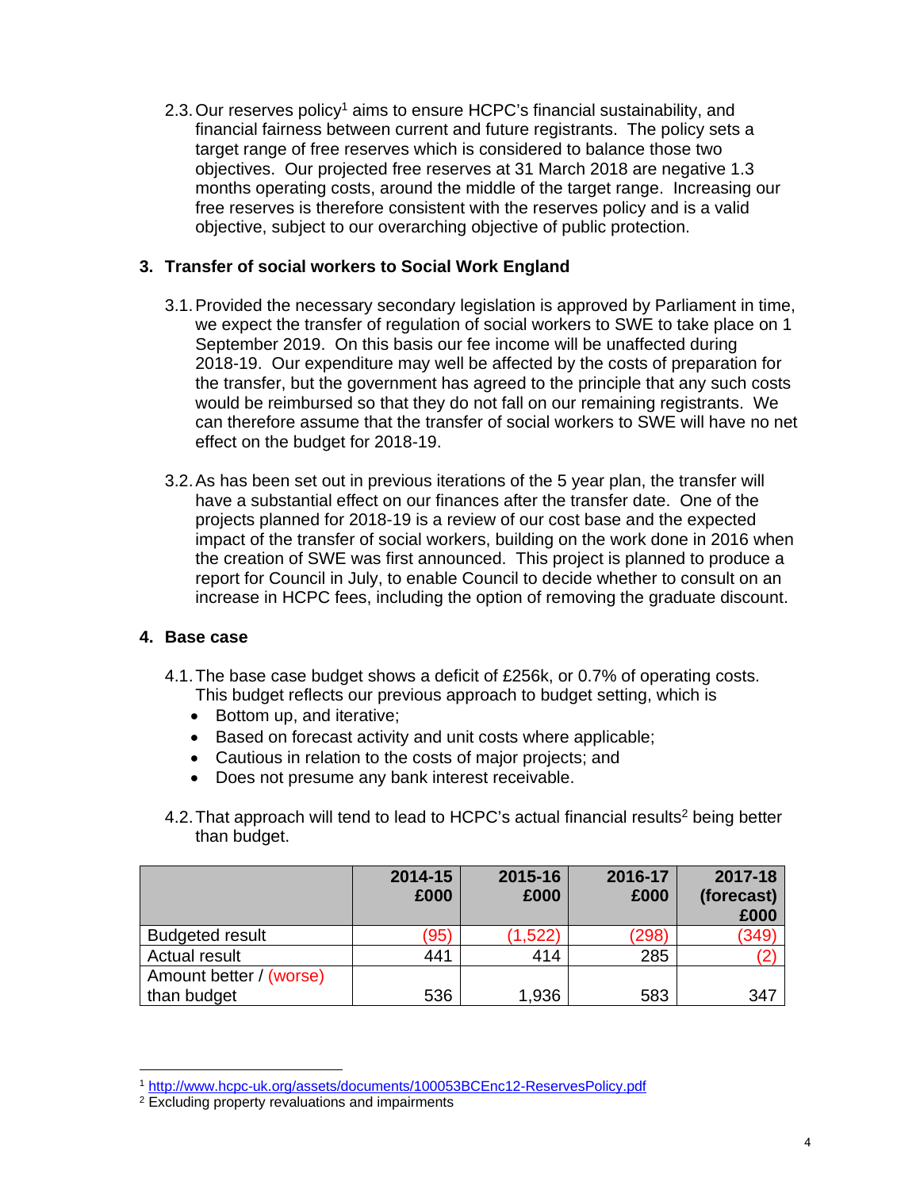2.3. Our reserves policy[1] aims to ensure HCPC's financial sustainability, and financial fairness between current and future registrants. The policy sets a target range of free reserves which is considered to balance those two objectives. Our projected free reserves at 31 March 2018 are negative 1.3 months operating costs, around the middle of the target range. Increasing our free reserves is therefore consistent with the reserves policy and is a valid objective, subject to our overarching objective of public protection.

## 3. Transfer of social workers to Social Work England

3.1. Provided the necessary secondary legislation is approved by Parliament in time, we expect the transfer of regulation of social workers to SWE to take place on 1 September 2019. On this basis our fee income will be unaffected during 2018-19. Our expenditure may well be affected by the costs of preparation for the transfer, but the government has agreed to the principle that any such costs would be reimbursed so that they do not fall on our remaining registrants. We can therefore assume that the transfer of social workers to SWE will have no net effect on the budget for 2018-19.

3.2. As has been set out in previous iterations of the 5 year plan, the transfer will have a substantial effect on our finances after the transfer date. One of the projects planned for 2018-19 is a review of our cost base and the expected impact of the transfer of social workers, building on the work done in 2016 when the creation of SWE was first announced. This project is planned to produce a report for Council in July, to enable Council to decide whether to consult on an increase in HCPC fees, including the option of removing the graduate discount.

## 4. Base case

4.1. The base case budget shows a deficit of £256k, or 0.7% of operating costs. This budget reflects our previous approach to budget setting, which is

- Bottom up, and iterative;
- Based on forecast activity and unit costs where applicable;
- Cautious in relation to the costs of major projects; and
- Does not presume any bank interest receivable.

4.2. That approach will tend to lead to HCPC's actual financial results[2] being better than budget.

| | 2014-15 £000 | 2015-16 £000 | 2016-17 £000 | 2017-18 (forecast) £000 |
|---|---|---|---|---|
| Budgeted result | (95) | (1,522) | (298) | (349) |
| Actual result | 441 | 414 | 285 | (2) |
| Amount better / (worse) than budget | 536 | 1,936 | 583 | 347 |

[1] http://www.hcpc-uk.org/assets/documents/100053BCEnc12-ReservesPolicy.pdf

[2] Excluding property revaluations and impairments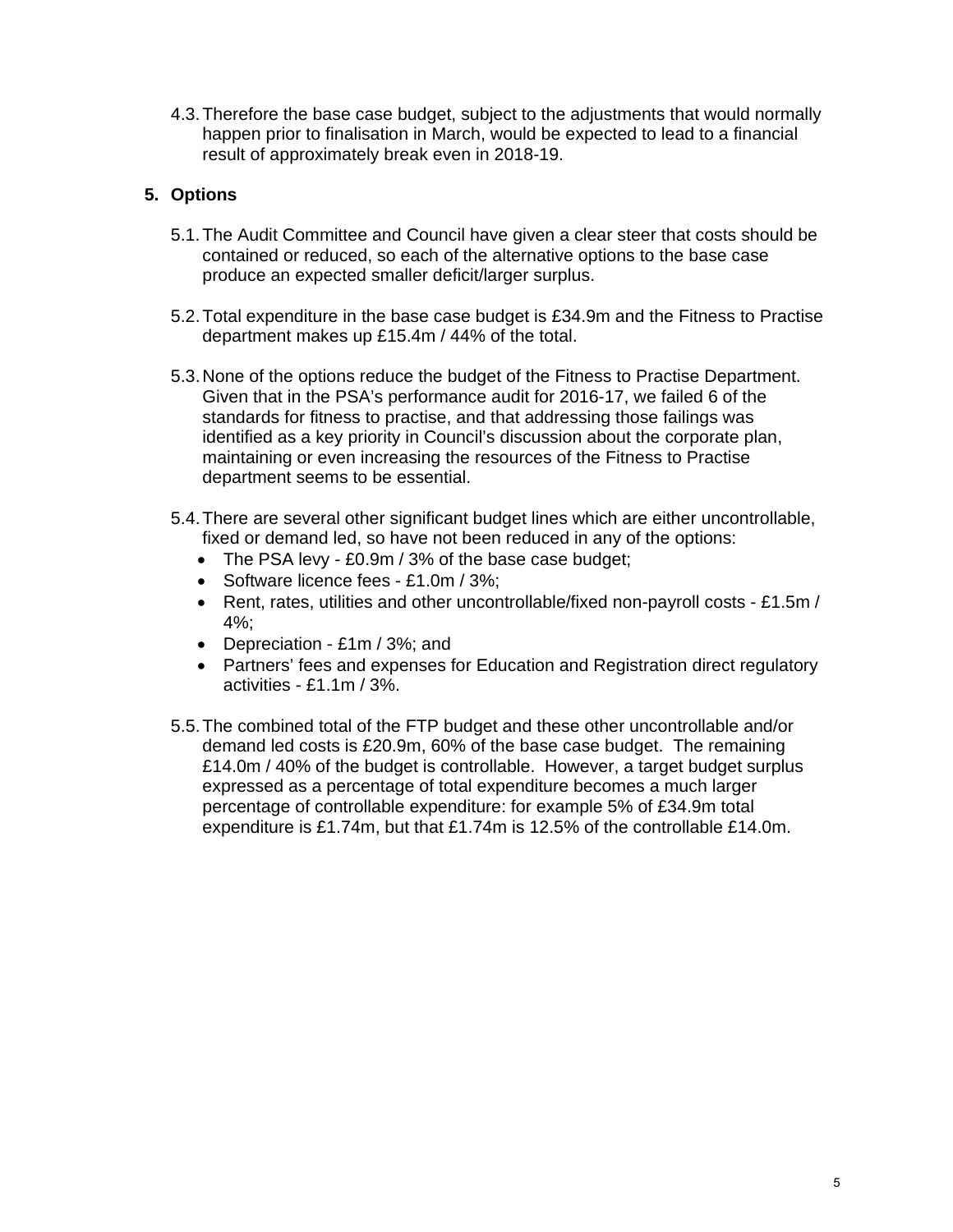4.3. Therefore the base case budget, subject to the adjustments that would normally happen prior to finalisation in March, would be expected to lead to a financial result of approximately break even in 2018-19.

## 5. Options

5.1. The Audit Committee and Council have given a clear steer that costs should be contained or reduced, so each of the alternative options to the base case produce an expected smaller deficit/larger surplus.

5.2. Total expenditure in the base case budget is £34.9m and the Fitness to Practise department makes up £15.4m / 44% of the total.

5.3. None of the options reduce the budget of the Fitness to Practise Department. Given that in the PSA's performance audit for 2016-17, we failed 6 of the standards for fitness to practise, and that addressing those failings was identified as a key priority in Council's discussion about the corporate plan, maintaining or even increasing the resources of the Fitness to Practise department seems to be essential.

5.4. There are several other significant budget lines which are either uncontrollable, fixed or demand led, so have not been reduced in any of the options:

- The PSA levy - £0.9m / 3% of the base case budget;
- Software licence fees - £1.0m / 3%;
- Rent, rates, utilities and other uncontrollable/fixed non-payroll costs - £1.5m / 4%;
- Depreciation - £1m / 3%; and
- Partners' fees and expenses for Education and Registration direct regulatory activities - £1.1m / 3%.

5.5. The combined total of the FTP budget and these other uncontrollable and/or demand led costs is £20.9m, 60% of the base case budget. The remaining £14.0m / 40% of the budget is controllable. However, a target budget surplus expressed as a percentage of total expenditure becomes a much larger percentage of controllable expenditure: for example 5% of £34.9m total expenditure is £1.74m, but that £1.74m is 12.5% of the controllable £14.0m.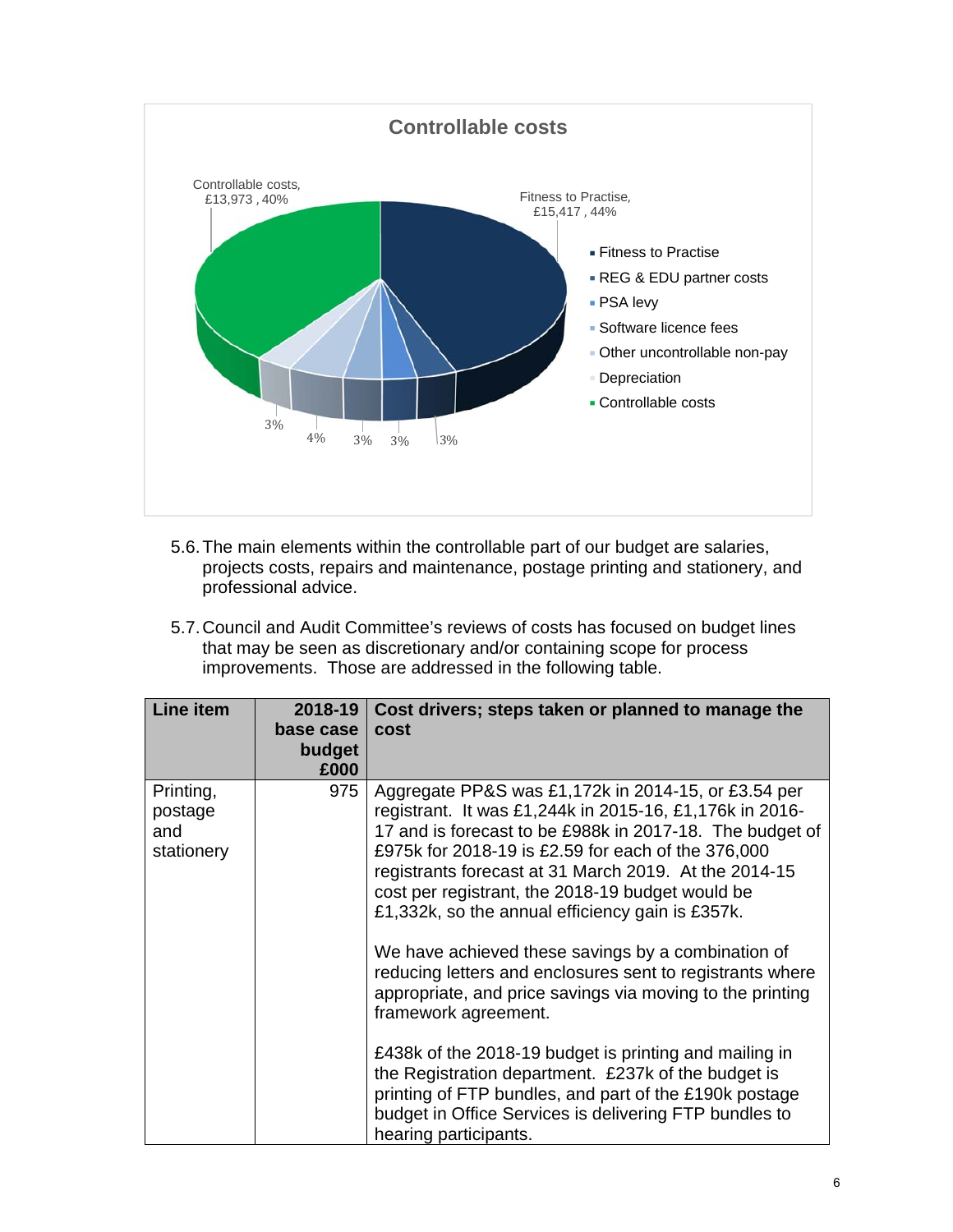**Controllable costs**

Controllable costs, £13,973 , 40%

Fitness to Practise, £15,417 , 44%

- Fitness to Practise
- REG & EDU partner costs
- PSA levy
- Software licence fees
- Other uncontrollable non-pay
- Depreciation
- Controllable costs

3% 4% 3% 3% 3%

5.6. The main elements within the controllable part of our budget are salaries, projects costs, repairs and maintenance, postage printing and stationery, and professional advice.

5.7. Council and Audit Committee's reviews of costs has focused on budget lines that may be seen as discretionary and/or containing scope for process improvements. Those are addressed in the following table.

| Line item | 2018-19 base case budget £000 | Cost drivers; steps taken or planned to manage the cost |
|---|---|---|
| Printing, postage and stationery | 975 | Aggregate PP&S was £1,172k in 2014-15, or £3.54 per registrant. It was £1,244k in 2015-16, £1,176k in 2016-17 and is forecast to be £988k in 2017-18. The budget of £975k for 2018-19 is £2.59 for each of the 376,000 registrants forecast at 31 March 2019. At the 2014-15 cost per registrant, the 2018-19 budget would be £1,332k, so the annual efficiency gain is £357k.<br><br>We have achieved these savings by a combination of reducing letters and enclosures sent to registrants where appropriate, and price savings via moving to the printing framework agreement.<br><br>£438k of the 2018-19 budget is printing and mailing in the Registration department. £237k of the budget is printing of FTP bundles, and part of the £190k postage budget in Office Services is delivering FTP bundles to hearing participants. |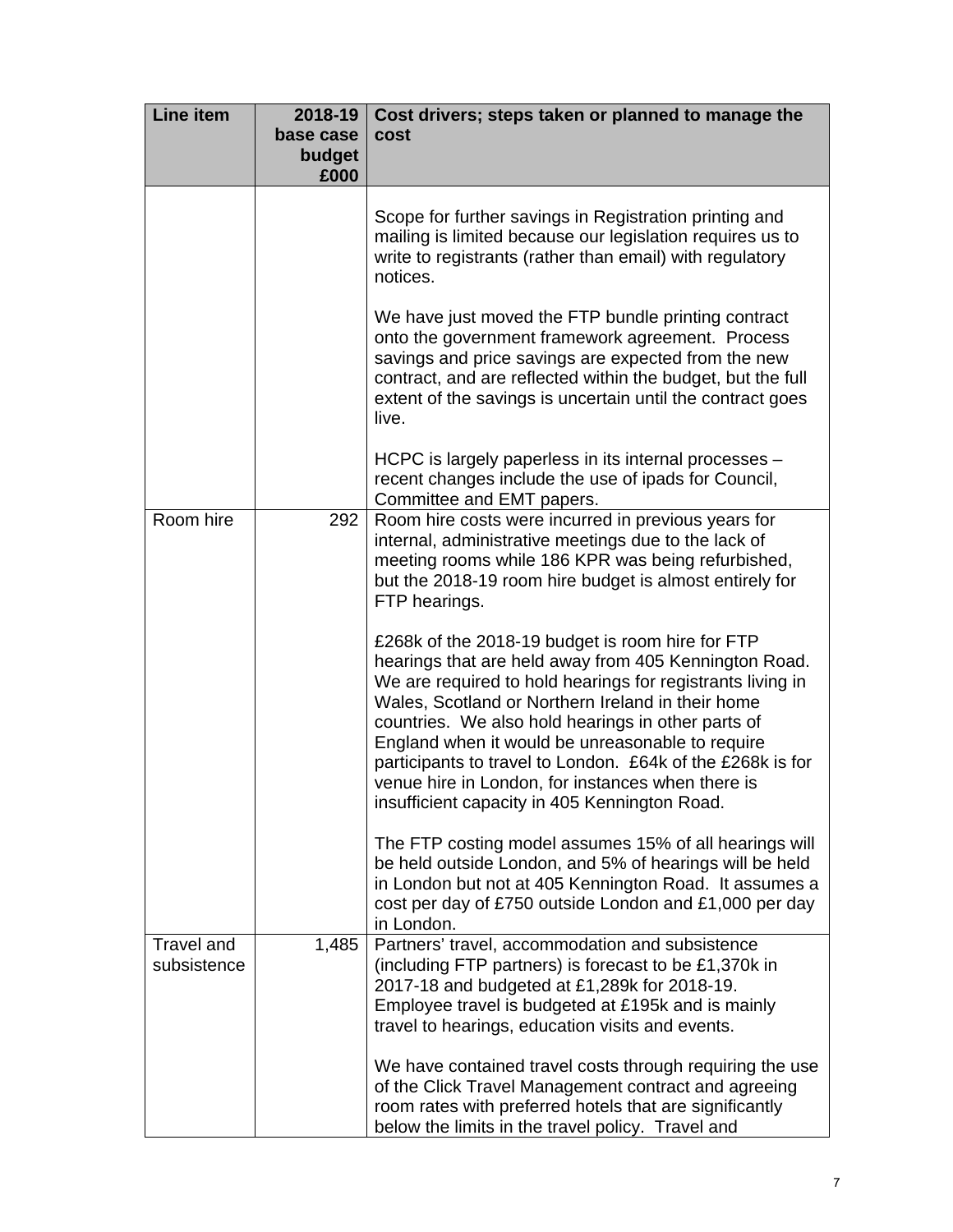| Line item | 2018-19 base case budget £000 | Cost drivers; steps taken or planned to manage the cost |
|---|---|---|
| | | Scope for further savings in Registration printing and mailing is limited because our legislation requires us to write to registrants (rather than email) with regulatory notices.<br><br>We have just moved the FTP bundle printing contract onto the government framework agreement. Process savings and price savings are expected from the new contract, and are reflected within the budget, but the full extent of the savings is uncertain until the contract goes live.<br><br>HCPC is largely paperless in its internal processes – recent changes include the use of ipads for Council, Committee and EMT papers. |
| Room hire | 292 | Room hire costs were incurred in previous years for internal, administrative meetings due to the lack of meeting rooms while 186 KPR was being refurbished, but the 2018-19 room hire budget is almost entirely for FTP hearings.<br><br>£268k of the 2018-19 budget is room hire for FTP hearings that are held away from 405 Kennington Road. We are required to hold hearings for registrants living in Wales, Scotland or Northern Ireland in their home countries. We also hold hearings in other parts of England when it would be unreasonable to require participants to travel to London. £64k of the £268k is for venue hire in London, for instances when there is insufficient capacity in 405 Kennington Road.<br><br>The FTP costing model assumes 15% of all hearings will be held outside London, and 5% of hearings will be held in London but not at 405 Kennington Road. It assumes a cost per day of £750 outside London and £1,000 per day in London. |
| Travel and subsistence | 1,485 | Partners' travel, accommodation and subsistence (including FTP partners) is forecast to be £1,370k in 2017-18 and budgeted at £1,289k for 2018-19. Employee travel is budgeted at £195k and is mainly travel to hearings, education visits and events.<br><br>We have contained travel costs through requiring the use of the Click Travel Management contract and agreeing room rates with preferred hotels that are significantly below the limits in the travel policy. Travel and |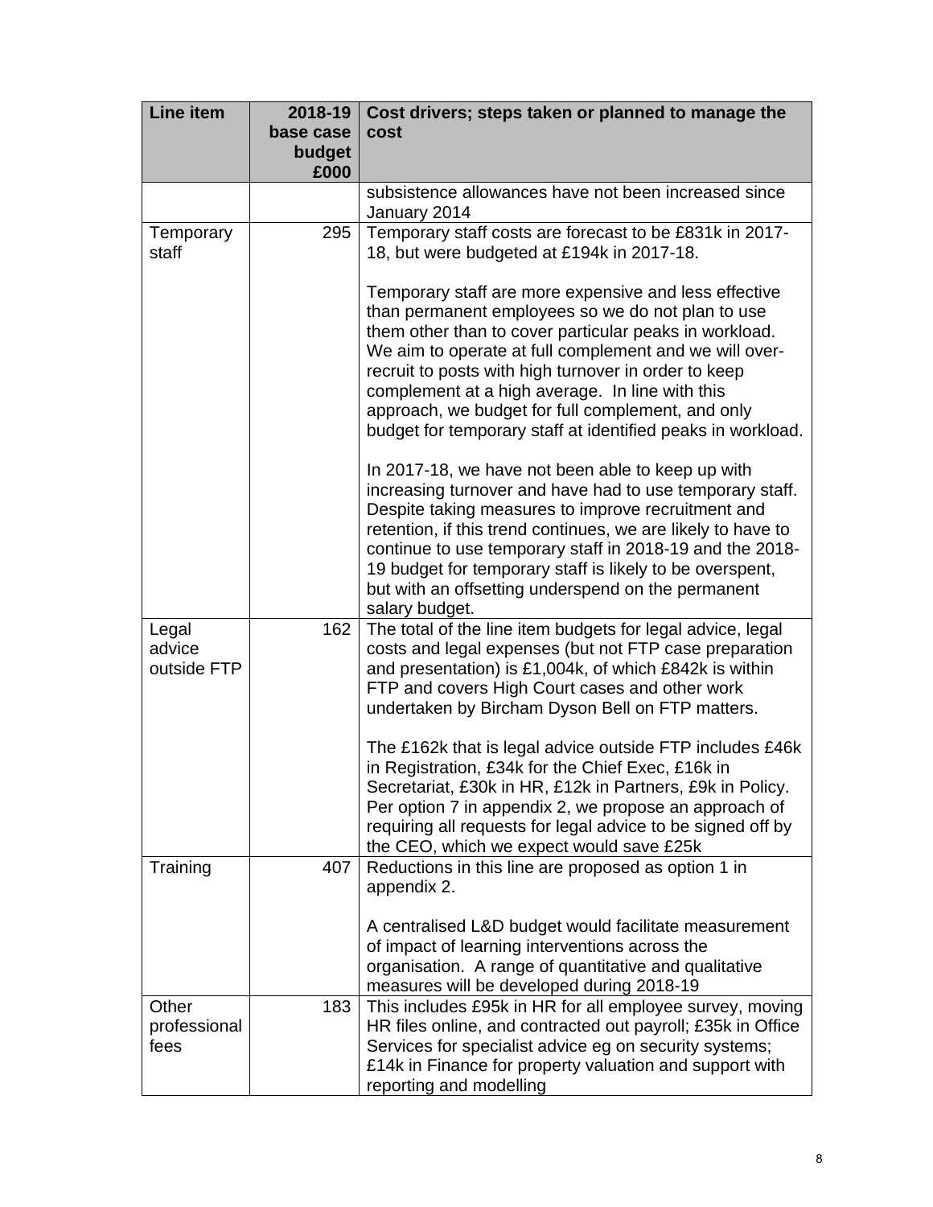| Line item | 2018-19 base case budget £000 | Cost drivers; steps taken or planned to manage the cost |
|---|---|---|
| | | subsistence allowances have not been increased since January 2014 |
| Temporary staff | 295 | Temporary staff costs are forecast to be £831k in 2017-18, but were budgeted at £194k in 2017-18.<br><br>Temporary staff are more expensive and less effective than permanent employees so we do not plan to use them other than to cover particular peaks in workload. We aim to operate at full complement and we will over-recruit to posts with high turnover in order to keep complement at a high average. In line with this approach, we budget for full complement, and only budget for temporary staff at identified peaks in workload.<br><br>In 2017-18, we have not been able to keep up with increasing turnover and have had to use temporary staff. Despite taking measures to improve recruitment and retention, if this trend continues, we are likely to have to continue to use temporary staff in 2018-19 and the 2018-19 budget for temporary staff is likely to be overspent, but with an offsetting underspend on the permanent salary budget. |
| Legal advice outside FTP | 162 | The total of the line item budgets for legal advice, legal costs and legal expenses (but not FTP case preparation and presentation) is £1,004k, of which £842k is within FTP and covers High Court cases and other work undertaken by Bircham Dyson Bell on FTP matters.<br><br>The £162k that is legal advice outside FTP includes £46k in Registration, £34k for the Chief Exec, £16k in Secretariat, £30k in HR, £12k in Partners, £9k in Policy. Per option 7 in appendix 2, we propose an approach of requiring all requests for legal advice to be signed off by the CEO, which we expect would save £25k |
| Training | 407 | Reductions in this line are proposed as option 1 in appendix 2.<br><br>A centralised L&D budget would facilitate measurement of impact of learning interventions across the organisation. A range of quantitative and qualitative measures will be developed during 2018-19 |
| Other professional fees | 183 | This includes £95k in HR for all employee survey, moving HR files online, and contracted out payroll; £35k in Office Services for specialist advice eg on security systems; £14k in Finance for property valuation and support with reporting and modelling |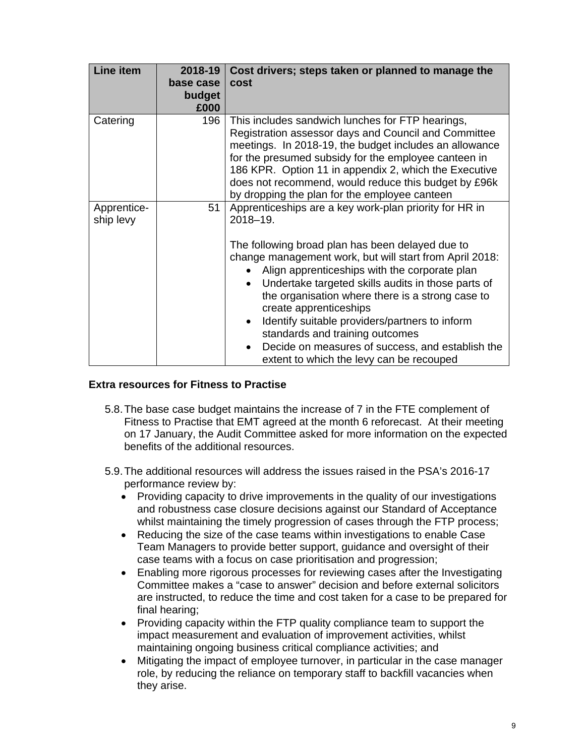| Line item | 2018-19 base case budget £000 | Cost drivers; steps taken or planned to manage the cost |
|---|---|---|
| Catering | 196 | This includes sandwich lunches for FTP hearings, Registration assessor days and Council and Committee meetings. In 2018-19, the budget includes an allowance for the presumed subsidy for the employee canteen in 186 KPR. Option 11 in appendix 2, which the Executive does not recommend, would reduce this budget by £96k by dropping the plan for the employee canteen |
| Apprentice-ship levy | 51 | Apprenticeships are a key work-plan priority for HR in 2018–19.<br><br>The following broad plan has been delayed due to change management work, but will start from April 2018:<br>• Align apprenticeships with the corporate plan<br>• Undertake targeted skills audits in those parts of the organisation where there is a strong case to create apprenticeships<br>• Identify suitable providers/partners to inform standards and training outcomes<br>• Decide on measures of success, and establish the extent to which the levy can be recouped |

**Extra resources for Fitness to Practise**

5.8. The base case budget maintains the increase of 7 in the FTE complement of Fitness to Practise that EMT agreed at the month 6 reforecast. At their meeting on 17 January, the Audit Committee asked for more information on the expected benefits of the additional resources.

5.9. The additional resources will address the issues raised in the PSA's 2016-17 performance review by:

- Providing capacity to drive improvements in the quality of our investigations and robustness case closure decisions against our Standard of Acceptance whilst maintaining the timely progression of cases through the FTP process;
- Reducing the size of the case teams within investigations to enable Case Team Managers to provide better support, guidance and oversight of their case teams with a focus on case prioritisation and progression;
- Enabling more rigorous processes for reviewing cases after the Investigating Committee makes a "case to answer" decision and before external solicitors are instructed, to reduce the time and cost taken for a case to be prepared for final hearing;
- Providing capacity within the FTP quality compliance team to support the impact measurement and evaluation of improvement activities, whilst maintaining ongoing business critical compliance activities; and
- Mitigating the impact of employee turnover, in particular in the case manager role, by reducing the reliance on temporary staff to backfill vacancies when they arise.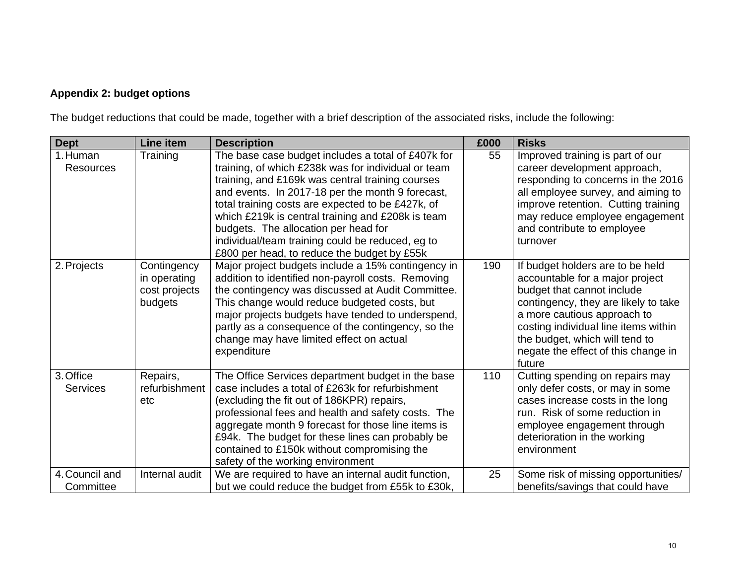**Appendix 2: budget options**

The budget reductions that could be made, together with a brief description of the associated risks, include the following:

| Dept | Line item | Description | £000 | Risks |
|---|---|---|---|---|
| 1. Human Resources | Training | The base case budget includes a total of £407k for training, of which £238k was for individual or team training, and £169k was central training courses and events. In 2017-18 per the month 9 forecast, total training costs are expected to be £427k, of which £219k is central training and £208k is team budgets. The allocation per head for individual/team training could be reduced, eg to £800 per head, to reduce the budget by £55k | 55 | Improved training is part of our career development approach, responding to concerns in the 2016 all employee survey, and aiming to improve retention. Cutting training may reduce employee engagement and contribute to employee turnover |
| 2. Projects | Contingency in operating cost projects budgets | Major project budgets include a 15% contingency in addition to identified non-payroll costs. Removing the contingency was discussed at Audit Committee. This change would reduce budgeted costs, but major projects budgets have tended to underspend, partly as a consequence of the contingency, so the change may have limited effect on actual expenditure | 190 | If budget holders are to be held accountable for a major project budget that cannot include contingency, they are likely to take a more cautious approach to costing individual line items within the budget, which will tend to negate the effect of this change in future |
| 3. Office Services | Repairs, refurbishment etc | The Office Services department budget in the base case includes a total of £263k for refurbishment (excluding the fit out of 186KPR) repairs, professional fees and health and safety costs. The aggregate month 9 forecast for those line items is £94k. The budget for these lines can probably be contained to £150k without compromising the safety of the working environment | 110 | Cutting spending on repairs may only defer costs, or may in some cases increase costs in the long run. Risk of some reduction in employee engagement through deterioration in the working environment |
| 4. Council and Committee | Internal audit | We are required to have an internal audit function, but we could reduce the budget from £55k to £30k, | 25 | Some risk of missing opportunities/ benefits/savings that could have |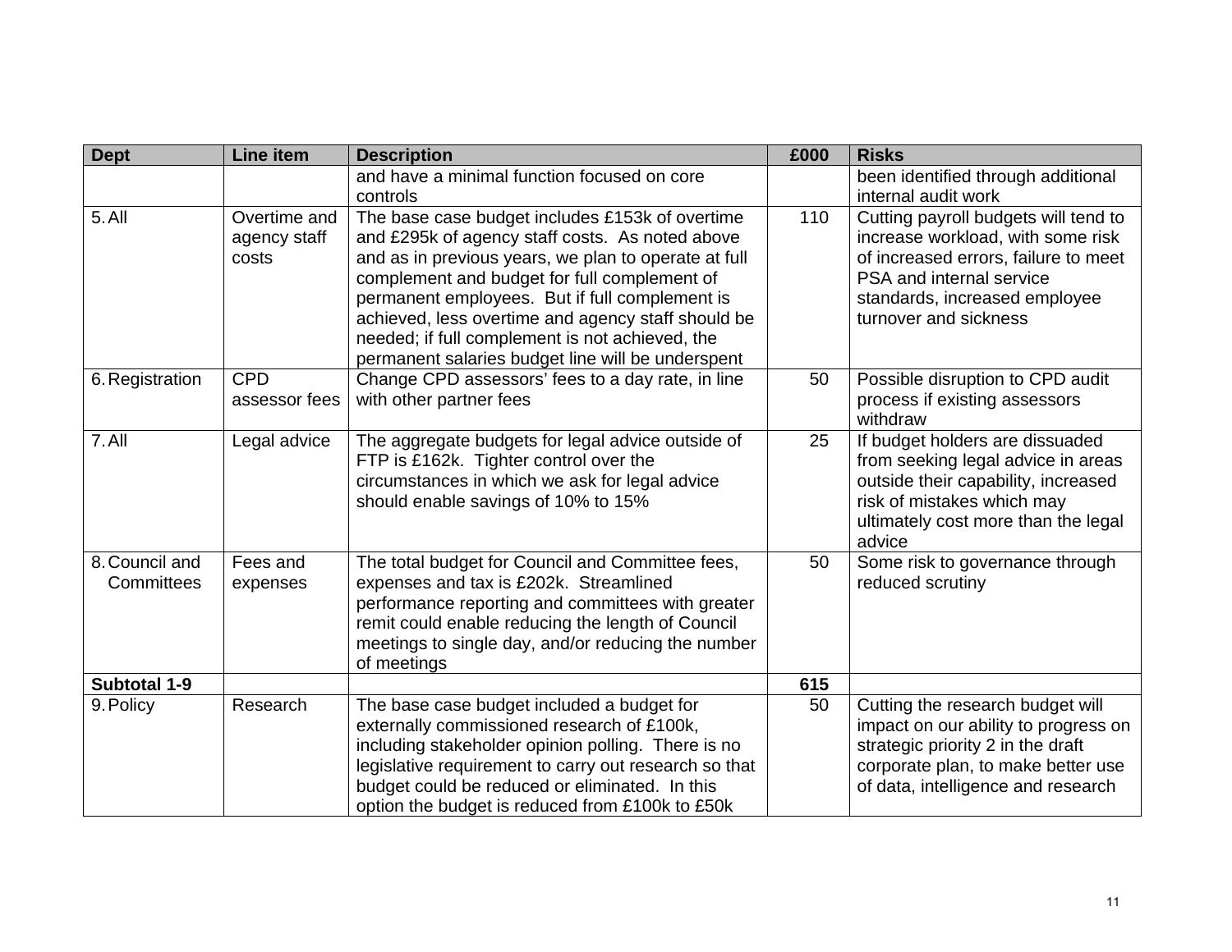| Dept | Line item | Description | £000 | Risks |
|---|---|---|---|---|
| | | and have a minimal function focused on core controls | | been identified through additional internal audit work |
| 5. All | Overtime and agency staff costs | The base case budget includes £153k of overtime and £295k of agency staff costs. As noted above and as in previous years, we plan to operate at full complement and budget for full complement of permanent employees. But if full complement is achieved, less overtime and agency staff should be needed; if full complement is not achieved, the permanent salaries budget line will be underspent | 110 | Cutting payroll budgets will tend to increase workload, with some risk of increased errors, failure to meet PSA and internal service standards, increased employee turnover and sickness |
| 6. Registration | CPD assessor fees | Change CPD assessors' fees to a day rate, in line with other partner fees | 50 | Possible disruption to CPD audit process if existing assessors withdraw |
| 7. All | Legal advice | The aggregate budgets for legal advice outside of FTP is £162k. Tighter control over the circumstances in which we ask for legal advice should enable savings of 10% to 15% | 25 | If budget holders are dissuaded from seeking legal advice in areas outside their capability, increased risk of mistakes which may ultimately cost more than the legal advice |
| 8. Council and Committees | Fees and expenses | The total budget for Council and Committee fees, expenses and tax is £202k. Streamlined performance reporting and committees with greater remit could enable reducing the length of Council meetings to single day, and/or reducing the number of meetings | 50 | Some risk to governance through reduced scrutiny |
| **Subtotal 1-9** | | | **615** | |
| 9. Policy | Research | The base case budget included a budget for externally commissioned research of £100k, including stakeholder opinion polling. There is no legislative requirement to carry out research so that budget could be reduced or eliminated. In this option the budget is reduced from £100k to £50k | 50 | Cutting the research budget will impact on our ability to progress on strategic priority 2 in the draft corporate plan, to make better use of data, intelligence and research |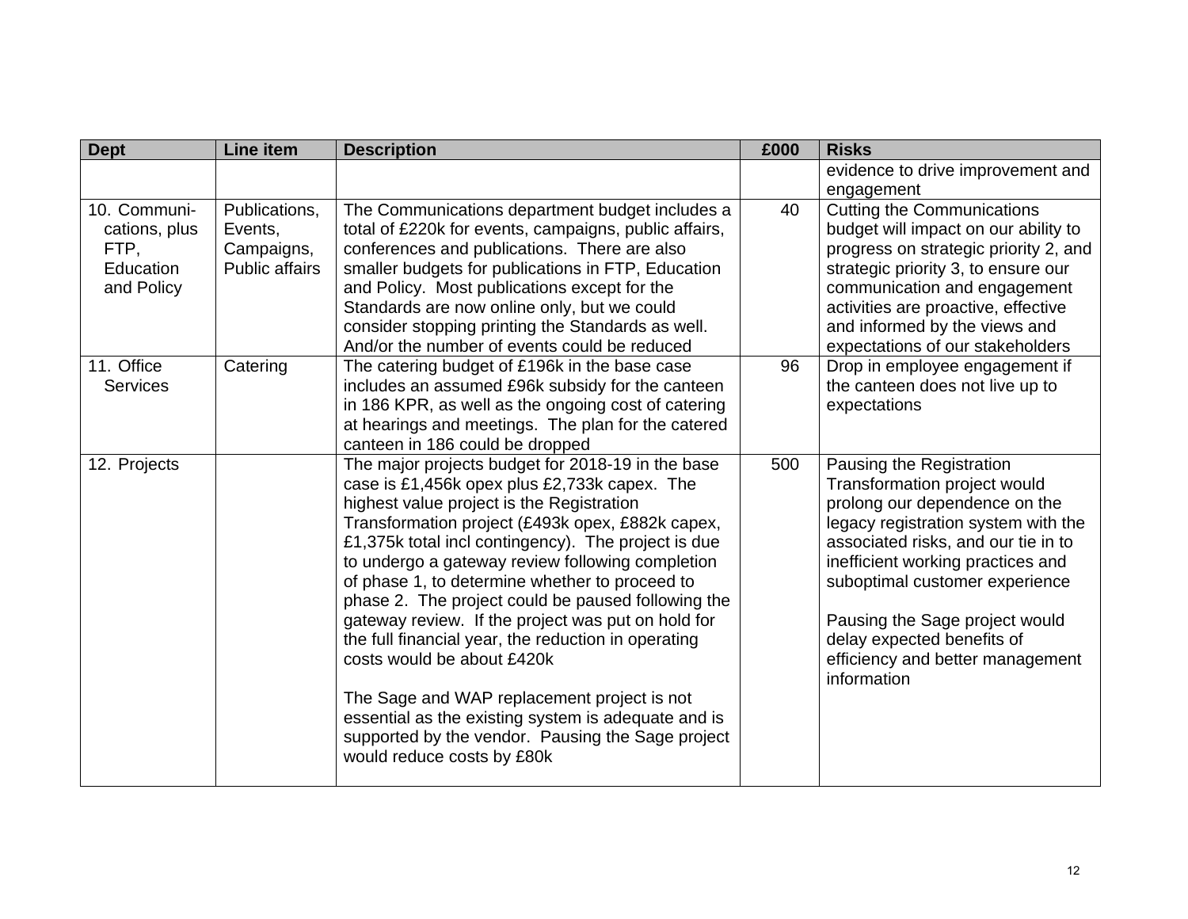| Dept | Line item | Description | £000 | Risks |
|---|---|---|---|---|
| | | | | evidence to drive improvement and engagement |
| 10. Communications, plus FTP, Education and Policy | Publications, Events, Campaigns, Public affairs | The Communications department budget includes a total of £220k for events, campaigns, public affairs, conferences and publications. There are also smaller budgets for publications in FTP, Education and Policy. Most publications except for the Standards are now online only, but we could consider stopping printing the Standards as well. And/or the number of events could be reduced | 40 | Cutting the Communications budget will impact on our ability to progress on strategic priority 2, and strategic priority 3, to ensure our communication and engagement activities are proactive, effective and informed by the views and expectations of our stakeholders |
| 11. Office Services | Catering | The catering budget of £196k in the base case includes an assumed £96k subsidy for the canteen in 186 KPR, as well as the ongoing cost of catering at hearings and meetings. The plan for the catered canteen in 186 could be dropped | 96 | Drop in employee engagement if the canteen does not live up to expectations |
| 12. Projects | | The major projects budget for 2018-19 in the base case is £1,456k opex plus £2,733k capex. The highest value project is the Registration Transformation project (£493k opex, £882k capex, £1,375k total incl contingency). The project is due to undergo a gateway review following completion of phase 1, to determine whether to proceed to phase 2. The project could be paused following the gateway review. If the project was put on hold for the full financial year, the reduction in operating costs would be about £420k<br><br>The Sage and WAP replacement project is not essential as the existing system is adequate and is supported by the vendor. Pausing the Sage project would reduce costs by £80k | 500 | Pausing the Registration Transformation project would prolong our dependence on the legacy registration system with the associated risks, and our tie in to inefficient working practices and suboptimal customer experience<br><br>Pausing the Sage project would delay expected benefits of efficiency and better management information |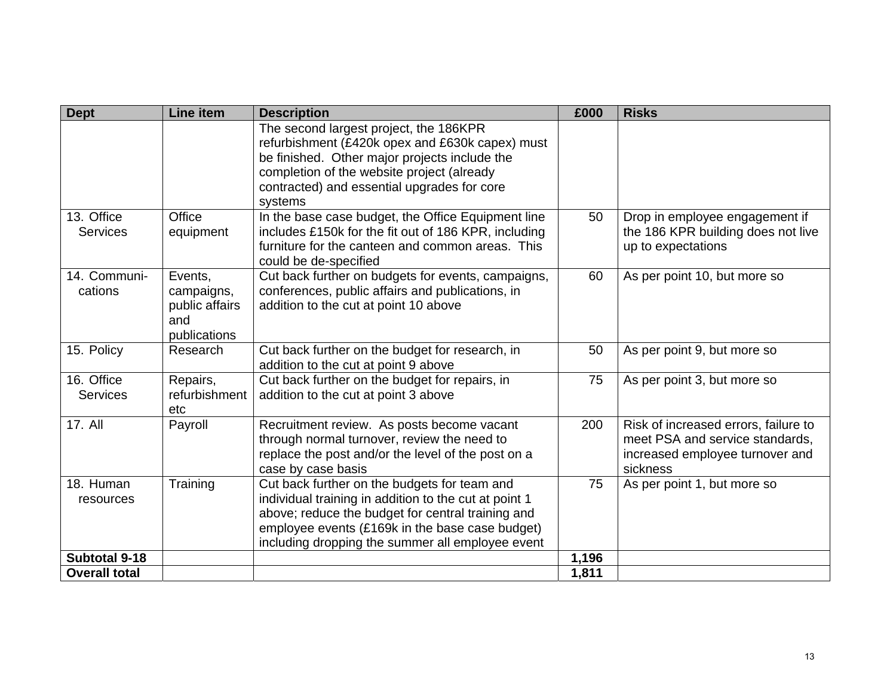| Dept | Line item | Description | £000 | Risks |
|---|---|---|---|---|
| | | The second largest project, the 186KPR refurbishment (£420k opex and £630k capex) must be finished. Other major projects include the completion of the website project (already contracted) and essential upgrades for core systems | | |
| 13. Office Services | Office equipment | In the base case budget, the Office Equipment line includes £150k for the fit out of 186 KPR, including furniture for the canteen and common areas. This could be de-specified | 50 | Drop in employee engagement if the 186 KPR building does not live up to expectations |
| 14. Communi-cations | Events, campaigns, public affairs and publications | Cut back further on budgets for events, campaigns, conferences, public affairs and publications, in addition to the cut at point 10 above | 60 | As per point 10, but more so |
| 15. Policy | Research | Cut back further on the budget for research, in addition to the cut at point 9 above | 50 | As per point 9, but more so |
| 16. Office Services | Repairs, refurbishment etc | Cut back further on the budget for repairs, in addition to the cut at point 3 above | 75 | As per point 3, but more so |
| 17. All | Payroll | Recruitment review. As posts become vacant through normal turnover, review the need to replace the post and/or the level of the post on a case by case basis | 200 | Risk of increased errors, failure to meet PSA and service standards, increased employee turnover and sickness |
| 18. Human resources | Training | Cut back further on the budgets for team and individual training in addition to the cut at point 1 above; reduce the budget for central training and employee events (£169k in the base case budget) including dropping the summer all employee event | 75 | As per point 1, but more so |
| **Subtotal 9-18** | | | **1,196** | |
| **Overall total** | | | **1,811** | |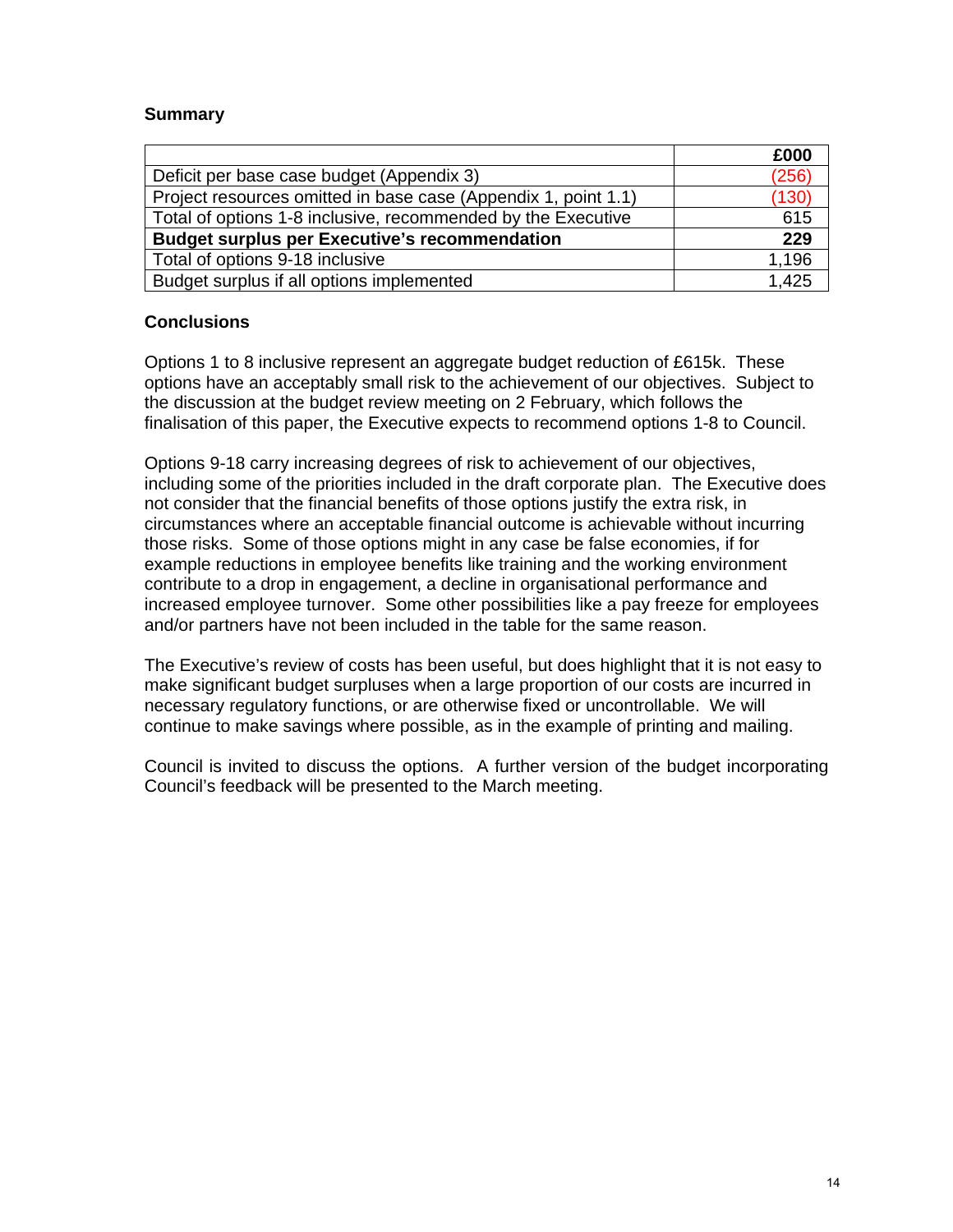**Summary**

| | £000 |
|---|---|
| Deficit per base case budget (Appendix 3) | (256) |
| Project resources omitted in base case (Appendix 1, point 1.1) | (130) |
| Total of options 1-8 inclusive, recommended by the Executive | 615 |
| **Budget surplus per Executive's recommendation** | **229** |
| Total of options 9-18 inclusive | 1,196 |
| Budget surplus if all options implemented | 1,425 |

**Conclusions**

Options 1 to 8 inclusive represent an aggregate budget reduction of £615k. These options have an acceptably small risk to the achievement of our objectives. Subject to the discussion at the budget review meeting on 2 February, which follows the finalisation of this paper, the Executive expects to recommend options 1-8 to Council.

Options 9-18 carry increasing degrees of risk to achievement of our objectives, including some of the priorities included in the draft corporate plan. The Executive does not consider that the financial benefits of those options justify the extra risk, in circumstances where an acceptable financial outcome is achievable without incurring those risks. Some of those options might in any case be false economies, if for example reductions in employee benefits like training and the working environment contribute to a drop in engagement, a decline in organisational performance and increased employee turnover. Some other possibilities like a pay freeze for employees and/or partners have not been included in the table for the same reason.

The Executive's review of costs has been useful, but does highlight that it is not easy to make significant budget surpluses when a large proportion of our costs are incurred in necessary regulatory functions, or are otherwise fixed or uncontrollable. We will continue to make savings where possible, as in the example of printing and mailing.

Council is invited to discuss the options. A further version of the budget incorporating Council's feedback will be presented to the March meeting.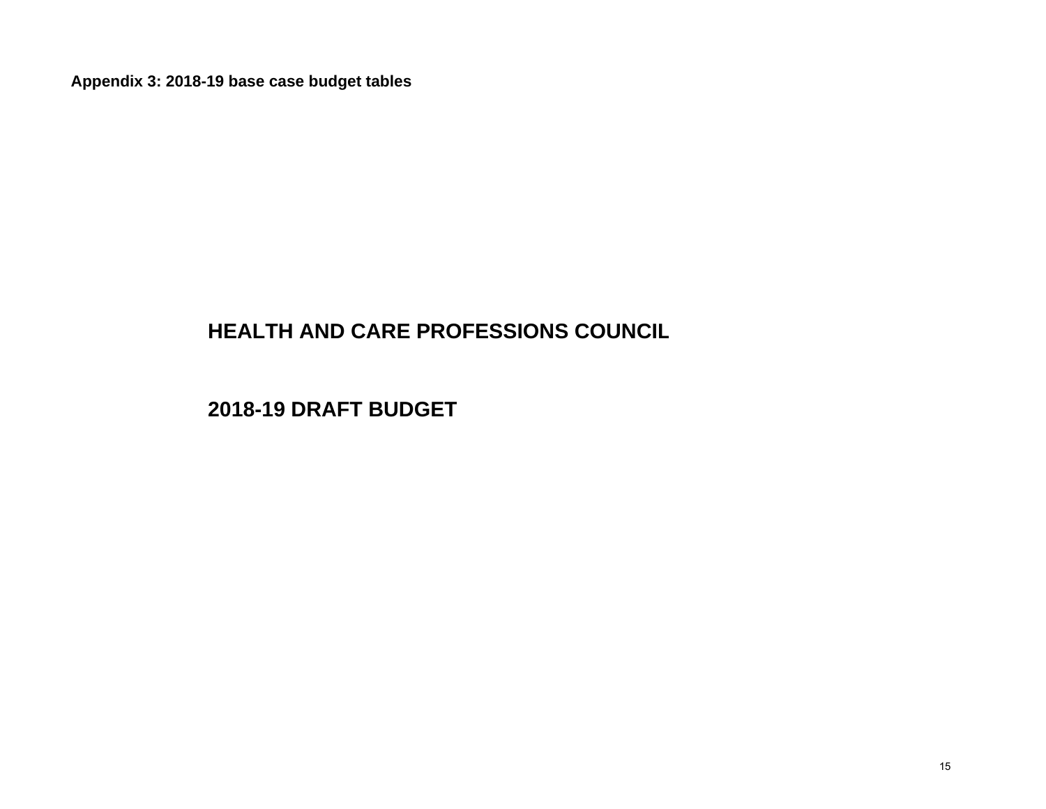**Appendix 3: 2018-19 base case budget tables**

# HEALTH AND CARE PROFESSIONS COUNCIL

# 2018-19 DRAFT BUDGET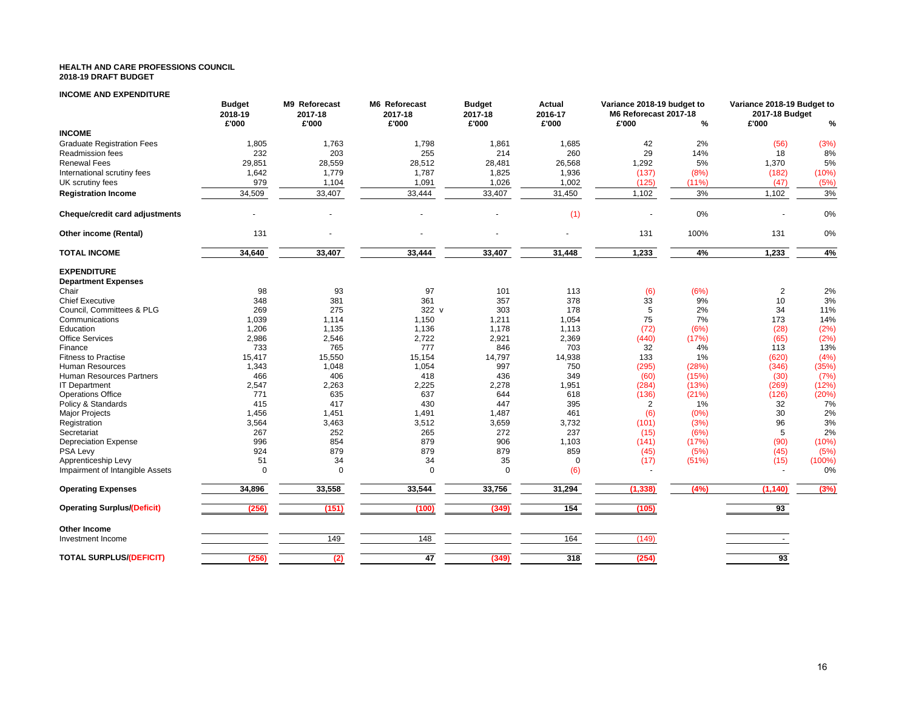**HEALTH AND CARE PROFESSIONS COUNCIL**
**2018-19 DRAFT BUDGET**

**INCOME AND EXPENDITURE**

| | Budget 2018-19 £'000 | M9 Reforecast 2017-18 £'000 | M6 Reforecast 2017-18 £'000 | Budget 2017-18 £'000 | Actual 2016-17 £'000 | Variance 2018-19 budget to M6 Reforecast 2017-18 £'000 | % | Variance 2018-19 Budget to 2017-18 Budget £'000 | % |
|---|---|---|---|---|---|---|---|---|---|
| **INCOME** | | | | | | | | | |
| Graduate Registration Fees | 1,805 | 1,763 | 1,798 | 1,861 | 1,685 | 42 | 2% | (56) | (3%) |
| Readmission fees | 232 | 203 | 255 | 214 | 260 | 29 | 14% | 18 | 8% |
| Renewal Fees | 29,851 | 28,559 | 28,512 | 28,481 | 26,568 | 1,292 | 5% | 1,370 | 5% |
| International scrutiny fees | 1,642 | 1,779 | 1,787 | 1,825 | 1,936 | (137) | (8%) | (182) | (10%) |
| UK scrutiny fees | 979 | 1,104 | 1,091 | 1,026 | 1,002 | (125) | (11%) | (47) | (5%) |
| **Registration Income** | 34,509 | 33,407 | 33,444 | 33,407 | 31,450 | 1,102 | 3% | 1,102 | 3% |
| **Cheque/credit card adjustments** | - | - | - | - | (1) | - | 0% | - | 0% |
| **Other income (Rental)** | 131 | - | - | - | - | 131 | 100% | 131 | 0% |
| **TOTAL INCOME** | **34,640** | **33,407** | **33,444** | **33,407** | **31,448** | **1,233** | **4%** | **1,233** | **4%** |
| **EXPENDITURE** | | | | | | | | | |
| **Department Expenses** | | | | | | | | | |
| Chair | 98 | 93 | 97 | 101 | 113 | (6) | (6%) | 2 | 2% |
| Chief Executive | 348 | 381 | 361 | 357 | 378 | 33 | 9% | 10 | 3% |
| Council, Committees & PLG | 269 | 275 | 322 v | 303 | 178 | 5 | 2% | 34 | 11% |
| Communications | 1,039 | 1,114 | 1,150 | 1,211 | 1,054 | 75 | 7% | 173 | 14% |
| Education | 1,206 | 1,135 | 1,136 | 1,178 | 1,113 | (72) | (6%) | (28) | (2%) |
| Office Services | 2,986 | 2,546 | 2,722 | 2,921 | 2,369 | (440) | (17%) | (65) | (2%) |
| Finance | 733 | 765 | 777 | 846 | 703 | 32 | 4% | 113 | 13% |
| Fitness to Practise | 15,417 | 15,550 | 15,154 | 14,797 | 14,938 | 133 | 1% | (620) | (4%) |
| Human Resources | 1,343 | 1,048 | 1,054 | 997 | 750 | (295) | (28%) | (346) | (35%) |
| Human Resources Partners | 466 | 406 | 418 | 436 | 349 | (60) | (15%) | (30) | (7%) |
| IT Department | 2,547 | 2,263 | 2,225 | 2,278 | 1,951 | (284) | (13%) | (269) | (12%) |
| Operations Office | 771 | 635 | 637 | 644 | 618 | (136) | (21%) | (126) | (20%) |
| Policy & Standards | 415 | 417 | 430 | 447 | 395 | 2 | 1% | 32 | 7% |
| Major Projects | 1,456 | 1,451 | 1,491 | 1,487 | 461 | (6) | (0%) | 30 | 2% |
| Registration | 3,564 | 3,463 | 3,512 | 3,659 | 3,732 | (101) | (3%) | 96 | 3% |
| Secretariat | 267 | 252 | 265 | 272 | 237 | (15) | (6%) | 5 | 2% |
| Depreciation Expense | 996 | 854 | 879 | 906 | 1,103 | (141) | (17%) | (90) | (10%) |
| PSA Levy | 924 | 879 | 879 | 879 | 859 | (45) | (5%) | (45) | (5%) |
| Apprenticeship Levy | 51 | 34 | 34 | 35 | 0 | (17) | (51%) | (15) | (100%) |
| Impairment of Intangible Assets | 0 | 0 | 0 | 0 | (6) | - | | - | 0% |
| **Operating Expenses** | **34,896** | **33,558** | **33,544** | **33,756** | **31,294** | **(1,338)** | **(4%)** | **(1,140)** | **(3%)** |
| **Operating Surplus/(Deficit)** | **(256)** | **(151)** | **(100)** | **(349)** | **154** | **(105)** | | **93** | |
| **Other Income** | | | | | | | | | |
| Investment Income | | 149 | 148 | | 164 | (149) | | - | |
| **TOTAL SURPLUS/(DEFICIT)** | **(256)** | **(2)** | **47** | **(349)** | **318** | **(254)** | | **93** | |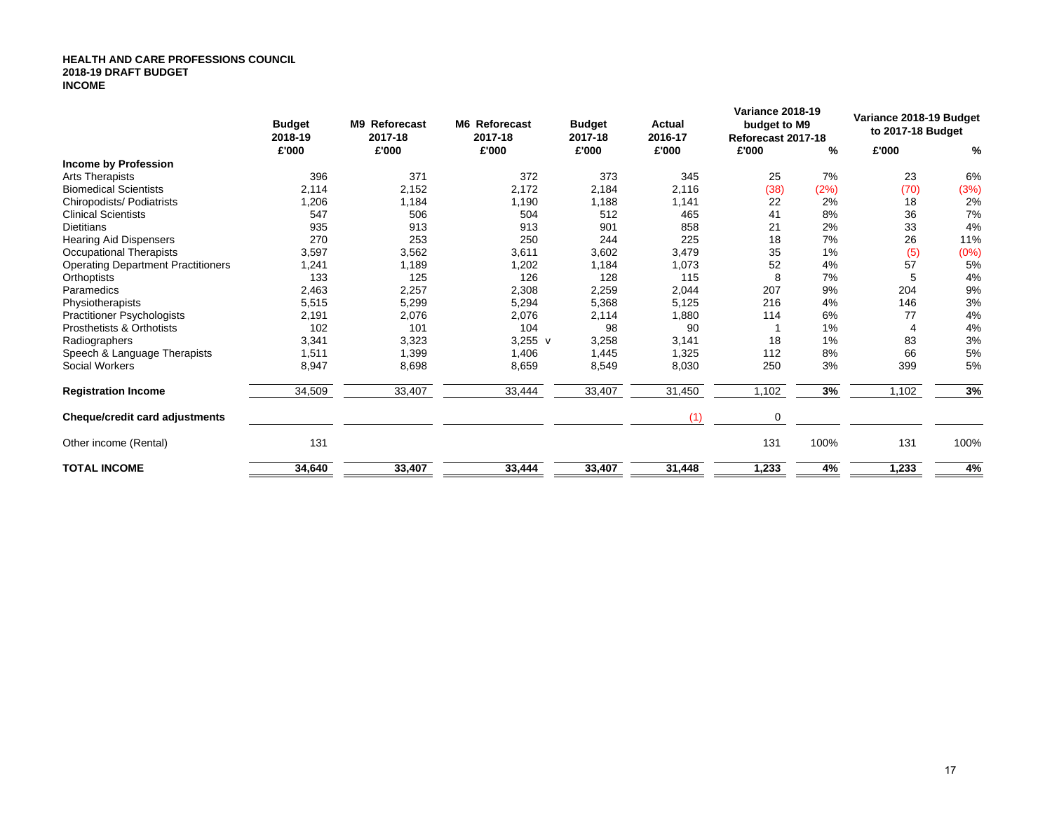**HEALTH AND CARE PROFESSIONS COUNCIL**
**2018-19 DRAFT BUDGET**
**INCOME**

| | Budget 2018-19 | M9 Reforecast 2017-18 | M6 Reforecast 2017-18 | Budget 2017-18 | Actual 2016-17 | Variance 2018-19 budget to M9 Reforecast 2017-18 | | Variance 2018-19 Budget to 2017-18 Budget | |
|---|---|---|---|---|---|---|---|---|---|
| | £'000 | £'000 | £'000 | £'000 | £'000 | £'000 | % | £'000 | % |
| **Income by Profession** | | | | | | | | | |
| Arts Therapists | 396 | 371 | 372 | 373 | 345 | 25 | 7% | 23 | 6% |
| Biomedical Scientists | 2,114 | 2,152 | 2,172 | 2,184 | 2,116 | (38) | (2%) | (70) | (3%) |
| Chiropodists/ Podiatrists | 1,206 | 1,184 | 1,190 | 1,188 | 1,141 | 22 | 2% | 18 | 2% |
| Clinical Scientists | 547 | 506 | 504 | 512 | 465 | 41 | 8% | 36 | 7% |
| Dietitians | 935 | 913 | 913 | 901 | 858 | 21 | 2% | 33 | 4% |
| Hearing Aid Dispensers | 270 | 253 | 250 | 244 | 225 | 18 | 7% | 26 | 11% |
| Occupational Therapists | 3,597 | 3,562 | 3,611 | 3,602 | 3,479 | 35 | 1% | (5) | (0%) |
| Operating Department Practitioners | 1,241 | 1,189 | 1,202 | 1,184 | 1,073 | 52 | 4% | 57 | 5% |
| Orthoptists | 133 | 125 | 126 | 128 | 115 | 8 | 7% | 5 | 4% |
| Paramedics | 2,463 | 2,257 | 2,308 | 2,259 | 2,044 | 207 | 9% | 204 | 9% |
| Physiotherapists | 5,515 | 5,299 | 5,294 | 5,368 | 5,125 | 216 | 4% | 146 | 3% |
| Practitioner Psychologists | 2,191 | 2,076 | 2,076 | 2,114 | 1,880 | 114 | 6% | 77 | 4% |
| Prosthetists & Orthotists | 102 | 101 | 104 | 98 | 90 | 1 | 1% | 4 | 4% |
| Radiographers | 3,341 | 3,323 | 3,255 v | 3,258 | 3,141 | 18 | 1% | 83 | 3% |
| Speech & Language Therapists | 1,511 | 1,399 | 1,406 | 1,445 | 1,325 | 112 | 8% | 66 | 5% |
| Social Workers | 8,947 | 8,698 | 8,659 | 8,549 | 8,030 | 250 | 3% | 399 | 5% |
| **Registration Income** | 34,509 | 33,407 | 33,444 | 33,407 | 31,450 | 1,102 | **3%** | 1,102 | **3%** |
| **Cheque/credit card adjustments** | | | | | (1) | 0 | | | |
| Other income (Rental) | 131 | | | | | 131 | 100% | 131 | 100% |
| **TOTAL INCOME** | **34,640** | **33,407** | **33,444** | **33,407** | **31,448** | **1,233** | **4%** | **1,233** | **4%** |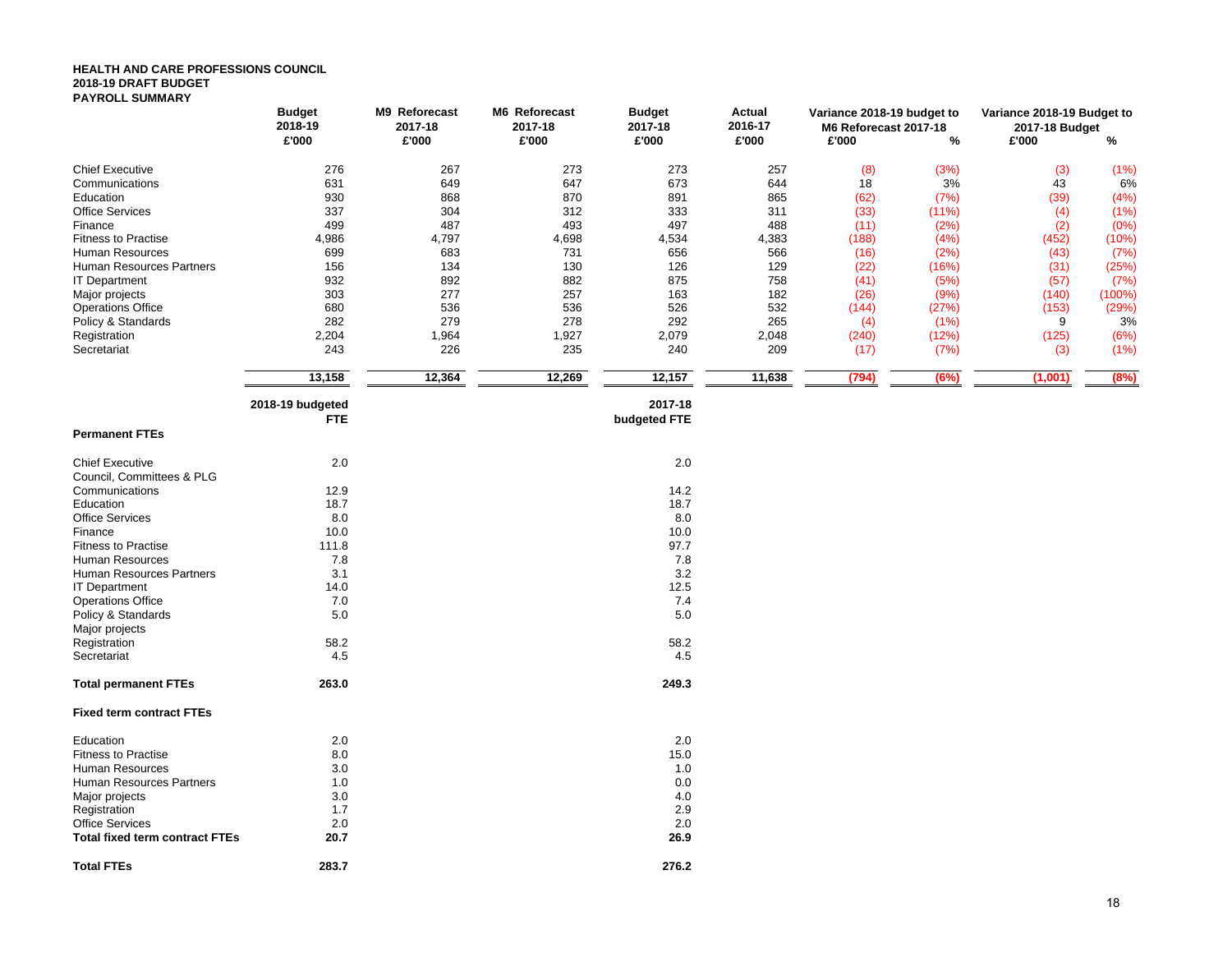**HEALTH AND CARE PROFESSIONS COUNCIL**
**2018-19 DRAFT BUDGET**
**PAYROLL SUMMARY**

| | Budget 2018-19 £'000 | M9 Reforecast 2017-18 £'000 | M6 Reforecast 2017-18 £'000 | Budget 2017-18 £'000 | Actual 2016-17 £'000 | Variance 2018-19 budget to M6 Reforecast 2017-18 £'000 | % | Variance 2018-19 Budget to 2017-18 Budget £'000 | % |
|---|---|---|---|---|---|---|---|---|---|
| Chief Executive | 276 | 267 | 273 | 273 | 257 | (8) | (3%) | (3) | (1%) |
| Communications | 631 | 649 | 647 | 673 | 644 | 18 | 3% | 43 | 6% |
| Education | 930 | 868 | 870 | 891 | 865 | (62) | (7%) | (39) | (4%) |
| Office Services | 337 | 304 | 312 | 333 | 311 | (33) | (11%) | (4) | (1%) |
| Finance | 499 | 487 | 493 | 497 | 488 | (11) | (2%) | (2) | (0%) |
| Fitness to Practise | 4,986 | 4,797 | 4,698 | 4,534 | 4,383 | (188) | (4%) | (452) | (10%) |
| Human Resources | 699 | 683 | 731 | 656 | 566 | (16) | (2%) | (43) | (7%) |
| Human Resources Partners | 156 | 134 | 130 | 126 | 129 | (22) | (16%) | (31) | (25%) |
| IT Department | 932 | 892 | 882 | 875 | 758 | (41) | (5%) | (57) | (7%) |
| Major projects | 303 | 277 | 257 | 163 | 182 | (26) | (9%) | (140) | (100%) |
| Operations Office | 680 | 536 | 536 | 526 | 532 | (144) | (27%) | (153) | (29%) |
| Policy & Standards | 282 | 279 | 278 | 292 | 265 | (4) | (1%) | 9 | 3% |
| Registration | 2,204 | 1,964 | 1,927 | 2,079 | 2,048 | (240) | (12%) | (125) | (6%) |
| Secretariat | 243 | 226 | 235 | 240 | 209 | (17) | (7%) | (3) | (1%) |
| | **13,158** | **12,364** | **12,269** | **12,157** | **11,638** | **(794)** | **(6%)** | **(1,001)** | **(8%)** |

| | 2018-19 budgeted FTE | 2017-18 budgeted FTE |
|---|---|---|
| **Permanent FTEs** | | |
| Chief Executive | 2.0 | 2.0 |
| Council, Committees & PLG | | |
| Communications | 12.9 | 14.2 |
| Education | 18.7 | 18.7 |
| Office Services | 8.0 | 8.0 |
| Finance | 10.0 | 10.0 |
| Fitness to Practise | 111.8 | 97.7 |
| Human Resources | 7.8 | 7.8 |
| Human Resources Partners | 3.1 | 3.2 |
| IT Department | 14.0 | 12.5 |
| Operations Office | 7.0 | 7.4 |
| Policy & Standards | 5.0 | 5.0 |
| Major projects | | |
| Registration | 58.2 | 58.2 |
| Secretariat | 4.5 | 4.5 |
| **Total permanent FTEs** | **263.0** | **249.3** |
| **Fixed term contract FTEs** | | |
| Education | 2.0 | 2.0 |
| Fitness to Practise | 8.0 | 15.0 |
| Human Resources | 3.0 | 1.0 |
| Human Resources Partners | 1.0 | 0.0 |
| Major projects | 3.0 | 4.0 |
| Registration | 1.7 | 2.9 |
| Office Services | 2.0 | 2.0 |
| **Total fixed term contract FTEs** | **20.7** | **26.9** |
| **Total FTEs** | **283.7** | **276.2** |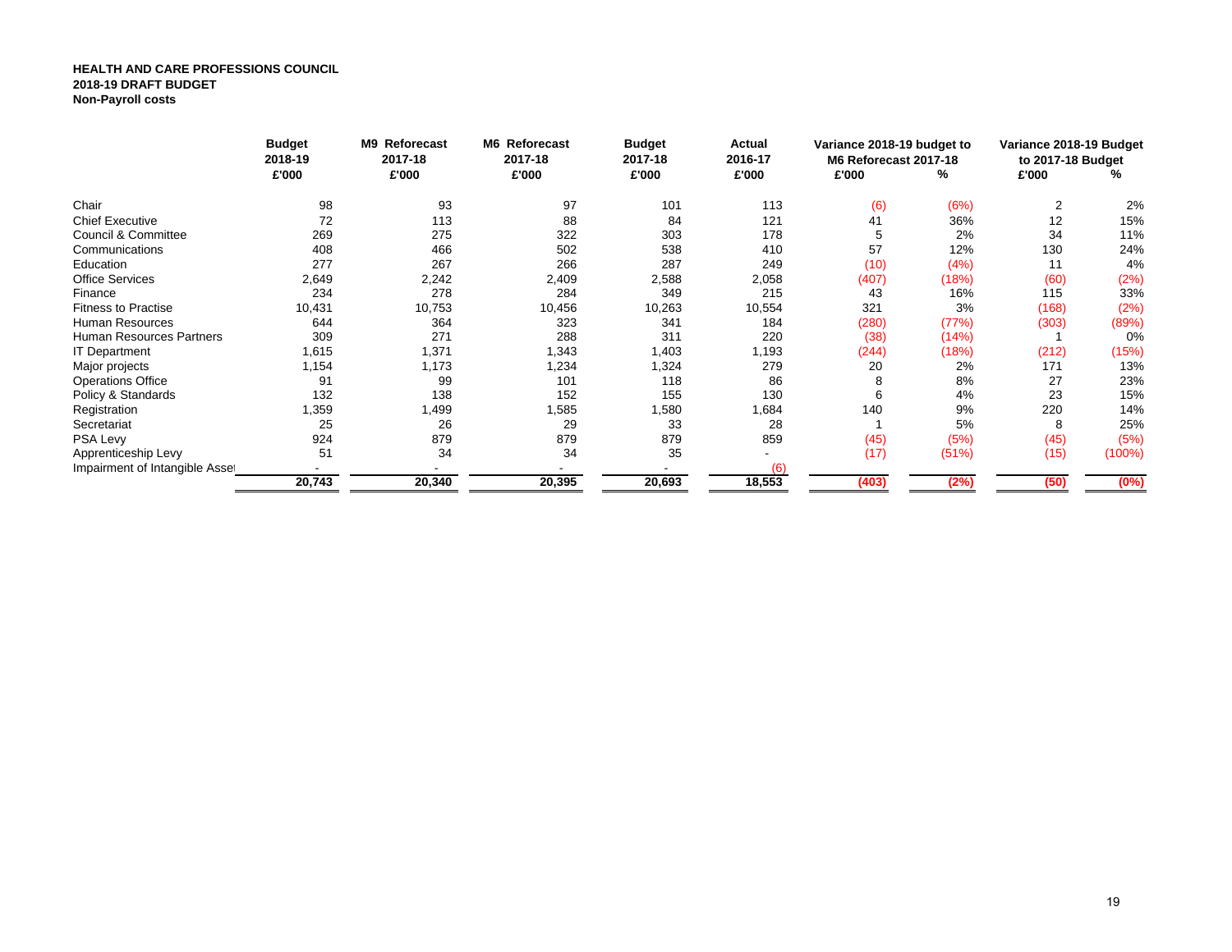**HEALTH AND CARE PROFESSIONS COUNCIL**
**2018-19 DRAFT BUDGET**
**Non-Payroll costs**

| | Budget 2018-19 | M9 Reforecast 2017-18 | M6 Reforecast 2017-18 | Budget 2017-18 | Actual 2016-17 | Variance 2018-19 budget to M6 Reforecast 2017-18 | | Variance 2018-19 Budget to 2017-18 Budget | |
|---|---|---|---|---|---|---|---|---|---|
| | £'000 | £'000 | £'000 | £'000 | £'000 | £'000 | % | £'000 | % |
| Chair | 98 | 93 | 97 | 101 | 113 | (6) | (6%) | 2 | 2% |
| Chief Executive | 72 | 113 | 88 | 84 | 121 | 41 | 36% | 12 | 15% |
| Council & Committee | 269 | 275 | 322 | 303 | 178 | 5 | 2% | 34 | 11% |
| Communications | 408 | 466 | 502 | 538 | 410 | 57 | 12% | 130 | 24% |
| Education | 277 | 267 | 266 | 287 | 249 | (10) | (4%) | 11 | 4% |
| Office Services | 2,649 | 2,242 | 2,409 | 2,588 | 2,058 | (407) | (18%) | (60) | (2%) |
| Finance | 234 | 278 | 284 | 349 | 215 | 43 | 16% | 115 | 33% |
| Fitness to Practise | 10,431 | 10,753 | 10,456 | 10,263 | 10,554 | 321 | 3% | (168) | (2%) |
| Human Resources | 644 | 364 | 323 | 341 | 184 | (280) | (77%) | (303) | (89%) |
| Human Resources Partners | 309 | 271 | 288 | 311 | 220 | (38) | (14%) | 1 | 0% |
| IT Department | 1,615 | 1,371 | 1,343 | 1,403 | 1,193 | (244) | (18%) | (212) | (15%) |
| Major projects | 1,154 | 1,173 | 1,234 | 1,324 | 279 | 20 | 2% | 171 | 13% |
| Operations Office | 91 | 99 | 101 | 118 | 86 | 8 | 8% | 27 | 23% |
| Policy & Standards | 132 | 138 | 152 | 155 | 130 | 6 | 4% | 23 | 15% |
| Registration | 1,359 | 1,499 | 1,585 | 1,580 | 1,684 | 140 | 9% | 220 | 14% |
| Secretariat | 25 | 26 | 29 | 33 | 28 | 1 | 5% | 8 | 25% |
| PSA Levy | 924 | 879 | 879 | 879 | 859 | (45) | (5%) | (45) | (5%) |
| Apprenticeship Levy | 51 | 34 | 34 | 35 | - | (17) | (51%) | (15) | (100%) |
| Impairment of Intangible Asset | - | - | - | - | (6) | | | | |
| | **20,743** | **20,340** | **20,395** | **20,693** | **18,553** | **(403)** | **(2%)** | **(50)** | **(0%)** |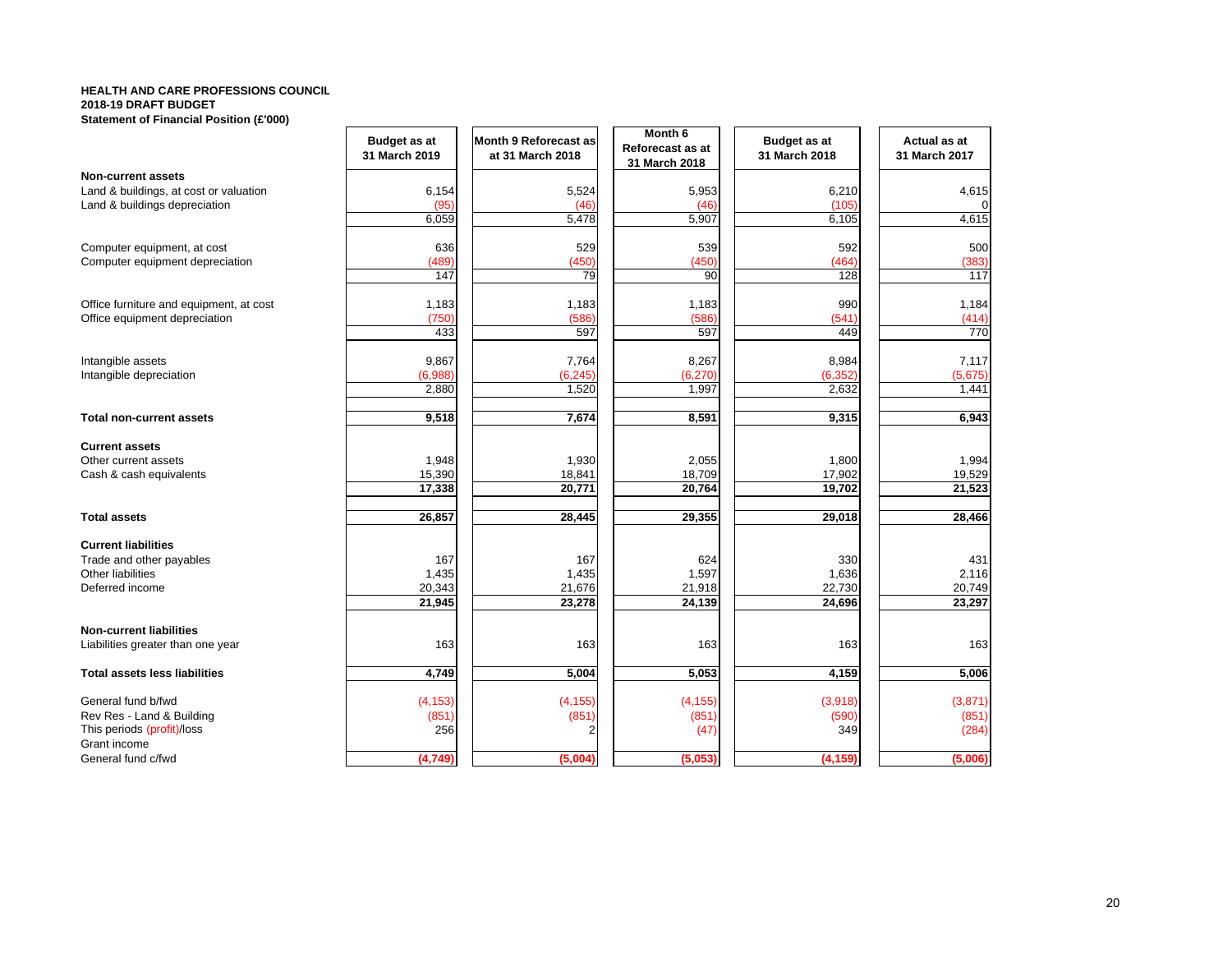**HEALTH AND CARE PROFESSIONS COUNCIL**
**2018-19 DRAFT BUDGET**
**Statement of Financial Position (£'000)**

| | Budget as at 31 March 2019 | Month 9 Reforecast as at 31 March 2018 | Month 6 Reforecast as at 31 March 2018 | Budget as at 31 March 2018 | Actual as at 31 March 2017 |
|---|---|---|---|---|---|
| **Non-current assets** | | | | | |
| Land & buildings, at cost or valuation | 6,154 | 5,524 | 5,953 | 6,210 | 4,615 |
| Land & buildings depreciation | (95) | (46) | (46) | (105) | 0 |
| | 6,059 | 5,478 | 5,907 | 6,105 | 4,615 |
| Computer equipment, at cost | 636 | 529 | 539 | 592 | 500 |
| Computer equipment depreciation | (489) | (450) | (450) | (464) | (383) |
| | 147 | 79 | 90 | 128 | 117 |
| Office furniture and equipment, at cost | 1,183 | 1,183 | 1,183 | 990 | 1,184 |
| Office equipment depreciation | (750) | (586) | (586) | (541) | (414) |
| | 433 | 597 | 597 | 449 | 770 |
| Intangible assets | 9,867 | 7,764 | 8,267 | 8,984 | 7,117 |
| Intangible depreciation | (6,988) | (6,245) | (6,270) | (6,352) | (5,675) |
| | 2,880 | 1,520 | 1,997 | 2,632 | 1,441 |
| **Total non-current assets** | **9,518** | **7,674** | **8,591** | **9,315** | **6,943** |
| **Current assets** | | | | | |
| Other current assets | 1,948 | 1,930 | 2,055 | 1,800 | 1,994 |
| Cash & cash equivalents | 15,390 | 18,841 | 18,709 | 17,902 | 19,529 |
| | **17,338** | **20,771** | **20,764** | **19,702** | **21,523** |
| **Total assets** | **26,857** | **28,445** | **29,355** | **29,018** | **28,466** |
| **Current liabilities** | | | | | |
| Trade and other payables | 167 | 167 | 624 | 330 | 431 |
| Other liabilities | 1,435 | 1,435 | 1,597 | 1,636 | 2,116 |
| Deferred income | 20,343 | 21,676 | 21,918 | 22,730 | 20,749 |
| | **21,945** | **23,278** | **24,139** | **24,696** | **23,297** |
| **Non-current liabilities** | | | | | |
| Liabilities greater than one year | 163 | 163 | 163 | 163 | 163 |
| **Total assets less liabilities** | **4,749** | **5,004** | **5,053** | **4,159** | **5,006** |
| General fund b/fwd | (4,153) | (4,155) | (4,155) | (3,918) | (3,871) |
| Rev Res - Land & Building | (851) | (851) | (851) | (590) | (851) |
| This periods (profit)/loss | 256 | 2 | (47) | 349 | (284) |
| Grant income | | | | | |
| General fund c/fwd | **(4,749)** | **(5,004)** | **(5,053)** | **(4,159)** | **(5,006)** |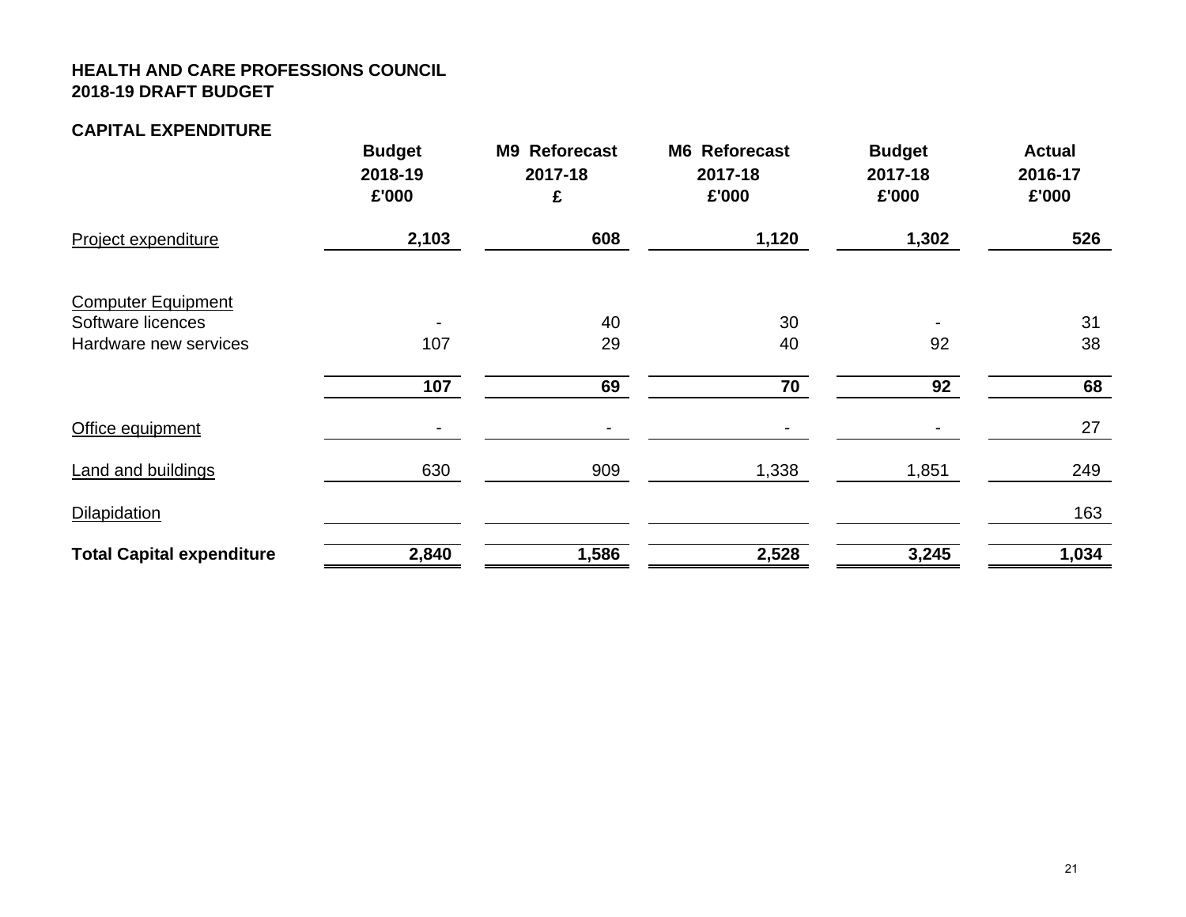**HEALTH AND CARE PROFESSIONS COUNCIL**
**2018-19 DRAFT BUDGET**

**CAPITAL EXPENDITURE**

| | **Budget 2018-19 £'000** | **M9 Reforecast 2017-18 £** | **M6 Reforecast 2017-18 £'000** | **Budget 2017-18 £'000** | **Actual 2016-17 £'000** |
|---|---|---|---|---|---|
| Project expenditure | **2,103** | **608** | **1,120** | **1,302** | **526** |
| | | | | | |
| Computer Equipment | | | | | |
| Software licences | - | 40 | 30 | - | 31 |
| Hardware new services | 107 | 29 | 40 | 92 | 38 |
| | **107** | **69** | **70** | **92** | **68** |
| Office equipment | - | - | - | - | 27 |
| Land and buildings | 630 | 909 | 1,338 | 1,851 | 249 |
| Dilapidation | | | | | 163 |
| **Total Capital expenditure** | **2,840** | **1,586** | **2,528** | **3,245** | **1,034** |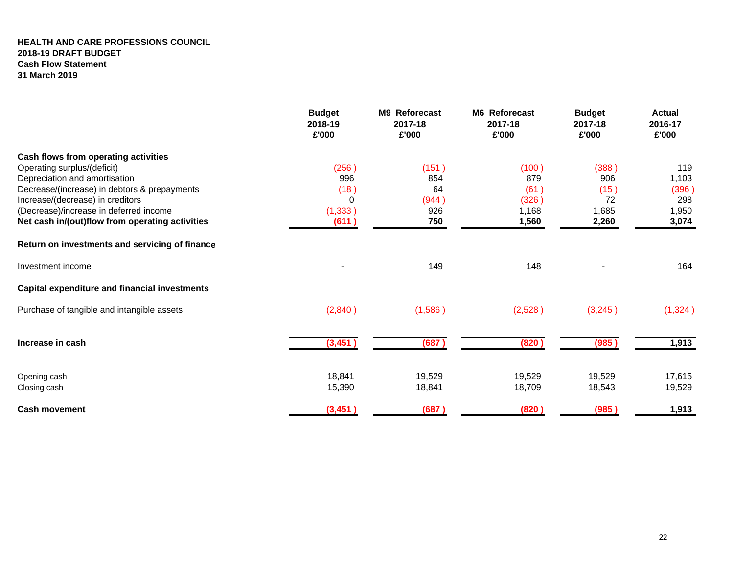**HEALTH AND CARE PROFESSIONS COUNCIL**
**2018-19 DRAFT BUDGET**
**Cash Flow Statement**
**31 March 2019**

| | Budget 2018-19 £'000 | M9 Reforecast 2017-18 £'000 | M6 Reforecast 2017-18 £'000 | Budget 2017-18 £'000 | Actual 2016-17 £'000 |
|---|---|---|---|---|---|
| **Cash flows from operating activities** | | | | | |
| Operating surplus/(deficit) | (256 ) | (151 ) | (100 ) | (388 ) | 119 |
| Depreciation and amortisation | 996 | 854 | 879 | 906 | 1,103 |
| Decrease/(increase) in debtors & prepayments | (18 ) | 64 | (61 ) | (15 ) | (396 ) |
| Increase/(decrease) in creditors | 0 | (944 ) | (326 ) | 72 | 298 |
| (Decrease)/increase in deferred income | (1,333 ) | 926 | 1,168 | 1,685 | 1,950 |
| **Net cash in/(out)flow from operating activities** | **(611 )** | **750** | **1,560** | **2,260** | **3,074** |
| **Return on investments and servicing of finance** | | | | | |
| Investment income | - | 149 | 148 | - | 164 |
| **Capital expenditure and financial investments** | | | | | |
| Purchase of tangible and intangible assets | (2,840 ) | (1,586 ) | (2,528 ) | (3,245 ) | (1,324 ) |
| **Increase in cash** | **(3,451 )** | **(687 )** | **(820 )** | **(985 )** | **1,913** |
| Opening cash | 18,841 | 19,529 | 19,529 | 19,529 | 17,615 |
| Closing cash | 15,390 | 18,841 | 18,709 | 18,543 | 19,529 |
| **Cash movement** | **(3,451 )** | **(687 )** | **(820 )** | **(985 )** | **1,913** |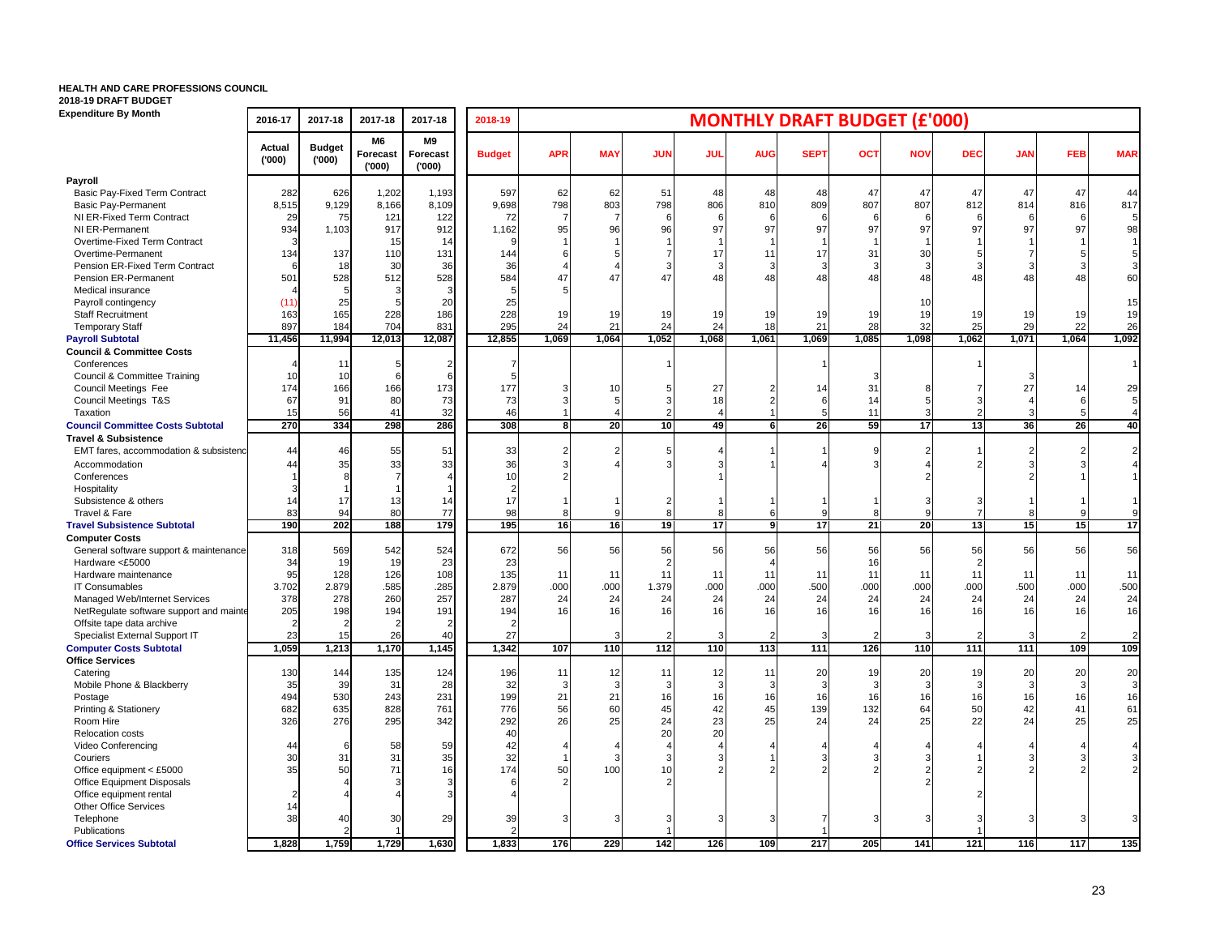**HEALTH AND CARE PROFESSIONS COUNCIL**
**2018-19 DRAFT BUDGET**
**Expenditure By Month**

| | 2016-17 | 2017-18 | 2017-18 | 2017-18 | 2018-19 | MONTHLY DRAFT BUDGET (£'000) | | | | | | | | | | | |
|---|---|---|---|---|---|---|---|---|---|---|---|---|---|---|---|---|---|
| | Actual ('000) | Budget ('000) | M6 Forecast ('000) | M9 Forecast ('000) | Budget | APR | MAY | JUN | JUL | AUG | SEPT | OCT | NOV | DEC | JAN | FEB | MAR |
| **Payroll** | | | | | | | | | | | | | | | | | |
| Basic Pay-Fixed Term Contract | 282 | 626 | 1,202 | 1,193 | 597 | 62 | 62 | 51 | 48 | 48 | 48 | 47 | 47 | 47 | 47 | 47 | 44 |
| Basic Pay-Permanent | 8,515 | 9,129 | 8,166 | 8,109 | 9,698 | 798 | 803 | 798 | 806 | 810 | 809 | 807 | 807 | 812 | 814 | 816 | 817 |
| NI ER-Fixed Term Contract | 29 | 75 | 121 | 122 | 72 | 7 | 7 | 6 | 6 | 6 | 6 | 6 | 6 | 6 | 6 | 6 | 5 |
| NI ER-Permanent | 934 | 1,103 | 917 | 912 | 1,162 | 95 | 96 | 96 | 97 | 97 | 97 | 97 | 97 | 97 | 97 | 97 | 98 |
| Overtime-Fixed Term Contract | 3 | | 15 | 14 | 9 | 1 | 1 | 1 | 1 | 1 | 1 | 1 | 1 | 1 | 1 | 1 | 1 |
| Overtime-Permanent | 134 | 137 | 110 | 131 | 144 | 6 | 5 | 7 | 17 | 11 | 17 | 31 | 30 | 5 | 7 | 5 | 5 |
| Pension ER-Fixed Term Contract | 6 | 18 | 30 | 36 | 36 | 4 | 4 | 3 | 3 | 3 | 3 | 3 | 3 | 3 | 3 | 3 | 3 |
| Pension ER-Permanent | 501 | 528 | 512 | 528 | 584 | 47 | 47 | 47 | 48 | 48 | 48 | 48 | 48 | 48 | 48 | 48 | 60 |
| Medical insurance | 4 | 5 | 3 | 3 | 5 | 5 | | | | | | | | | | | |
| Payroll contingency | (11) | 25 | 5 | 20 | 25 | | | | | | | | 10 | | | | 15 |
| Staff Recruitment | 163 | 165 | 228 | 186 | 228 | 19 | 19 | 19 | 19 | 19 | 19 | 19 | 19 | 19 | 19 | 19 | 19 |
| Temporary Staff | 897 | 184 | 704 | 831 | 295 | 24 | 21 | 24 | 24 | 18 | 21 | 28 | 32 | 25 | 29 | 22 | 26 |
| **Payroll Subtotal** | **11,456** | **11,994** | **12,013** | **12,087** | **12,855** | **1,069** | **1,064** | **1,052** | **1,068** | **1,061** | **1,069** | **1,085** | **1,098** | **1,062** | **1,071** | **1,064** | **1,092** |
| **Council & Committee Costs** | | | | | | | | | | | | | | | | | |
| Conferences | 4 | 11 | 5 | 2 | 7 | | | 1 | | | 1 | | | 1 | | | 1 |
| Council & Committee Training | 10 | 10 | 6 | 6 | 5 | | | | | | | 3 | | | 3 | | |
| Council Meetings Fee | 174 | 166 | 166 | 173 | 177 | 3 | 10 | 5 | 27 | 2 | 14 | 31 | 8 | 7 | 27 | 14 | 29 |
| Council Meetings T&S | 67 | 91 | 80 | 73 | 73 | 3 | 5 | 3 | 18 | 2 | 6 | 14 | 5 | 3 | 4 | 6 | 5 |
| Taxation | 15 | 56 | 41 | 32 | 46 | 1 | 4 | 2 | 4 | 1 | 5 | 11 | 3 | 2 | 3 | 5 | 4 |
| **Council Committee Costs Subtotal** | **270** | **334** | **298** | **286** | **308** | **8** | **20** | **10** | **49** | **6** | **26** | **59** | **17** | **13** | **36** | **26** | **40** |
| **Travel & Subsistence** | | | | | | | | | | | | | | | | | |
| EMT fares, accommodation & subsistenc | 44 | 46 | 55 | 51 | 33 | 2 | 2 | 5 | 4 | 1 | 1 | 9 | 2 | 1 | 2 | 2 | 2 |
| Accommodation | 44 | 35 | 33 | 33 | 36 | 3 | 4 | 3 | 3 | 1 | 4 | 3 | 4 | 2 | 3 | 3 | 4 |
| Conferences | 1 | 8 | 7 | 4 | 10 | 2 | | | 1 | | | | 2 | | 2 | 1 | 1 |
| Hospitality | 3 | 1 | 1 | 1 | 2 | | | | | | | | | | | | |
| Subsistence & others | 14 | 17 | 13 | 14 | 17 | 1 | 1 | 2 | 1 | 1 | 1 | 1 | 3 | 3 | 1 | 1 | 1 |
| Travel & Fare | 83 | 94 | 80 | 77 | 98 | 8 | 9 | 8 | 8 | 6 | 9 | 8 | 9 | 7 | 8 | 9 | 9 |
| **Travel Subsistence Subtotal** | **190** | **202** | **188** | **179** | **195** | **16** | **16** | **19** | **17** | **9** | **17** | **21** | **20** | **13** | **15** | **15** | **17** |
| **Computer Costs** | | | | | | | | | | | | | | | | | |
| General software support & maintenance | 318 | 569 | 542 | 524 | 672 | 56 | 56 | 56 | 56 | 56 | 56 | 56 | 56 | 56 | 56 | 56 | 56 |
| Hardware <£5000 | 34 | 19 | 19 | 23 | 23 | | | 2 | | 4 | | 16 | | 2 | | | |
| Hardware maintenance | 95 | 128 | 126 | 108 | 135 | 11 | 11 | 11 | 11 | 11 | 11 | 11 | 11 | 11 | 11 | 11 | 11 |
| IT Consumables | 3.702 | 2.879 | .585 | .285 | 2.879 | .000 | .000 | 1.379 | .000 | .000 | .500 | .000 | .000 | .000 | .500 | .000 | .500 |
| Managed Web/Internet Services | 378 | 278 | 260 | 257 | 287 | 24 | 24 | 24 | 24 | 24 | 24 | 24 | 24 | 24 | 24 | 24 | 24 |
| NetRegulate software support and mainte | 205 | 198 | 194 | 191 | 194 | 16 | 16 | 16 | 16 | 16 | 16 | 16 | 16 | 16 | 16 | 16 | 16 |
| Offsite tape data archive | 2 | 2 | 2 | 2 | 2 | | | | | | | | | | | | |
| Specialist External Support IT | 23 | 15 | 26 | 40 | 27 | | 3 | 2 | 3 | 2 | 3 | 2 | 3 | 2 | 3 | 2 | 2 |
| **Computer Costs Subtotal** | **1,059** | **1,213** | **1,170** | **1,145** | **1,342** | **107** | **110** | **112** | **110** | **113** | **111** | **126** | **110** | **111** | **111** | **109** | **109** |
| **Office Services** | | | | | | | | | | | | | | | | | |
| Catering | 130 | 144 | 135 | 124 | 196 | 11 | 12 | 11 | 12 | 11 | 20 | 19 | 20 | 19 | 20 | 20 | 20 |
| Mobile Phone & Blackberry | 35 | 39 | 31 | 28 | 32 | 3 | 3 | 3 | 3 | 3 | 3 | 3 | 3 | 3 | 3 | 3 | 3 |
| Postage | 494 | 530 | 243 | 231 | 199 | 21 | 21 | 16 | 16 | 16 | 16 | 16 | 16 | 16 | 16 | 16 | 16 |
| Printing & Stationery | 682 | 635 | 828 | 761 | 776 | 56 | 60 | 45 | 42 | 45 | 139 | 132 | 64 | 50 | 42 | 41 | 61 |
| Room Hire | 326 | 276 | 295 | 342 | 292 | 26 | 25 | 24 | 23 | 25 | 24 | 24 | 25 | 22 | 24 | 25 | 25 |
| Relocation costs | | | | | 40 | | | 20 | 20 | | | | | | | | |
| Video Conferencing | 44 | 6 | 58 | 59 | 42 | 4 | 4 | 4 | 4 | 4 | 4 | 4 | 4 | 4 | 4 | 4 | 4 |
| Couriers | 30 | 31 | 31 | 35 | 32 | 1 | 3 | 3 | 3 | 1 | 3 | 3 | 3 | 1 | 3 | 3 | 3 |
| Office equipment < £5000 | 35 | 50 | 71 | 16 | 174 | 50 | 100 | 10 | 2 | 2 | 2 | 2 | 2 | 2 | 2 | 2 | 2 |
| Office Equipment Disposals | | 4 | 3 | 3 | 6 | 2 | | 2 | | | | | 2 | | | | |
| Office equipment rental | 2 | 4 | 4 | 3 | 4 | | | | | | | | | 2 | | | |
| Other Office Services | 14 | | | | | | | | | | | | | | | | |
| Telephone | 38 | 40 | 30 | 29 | 39 | 3 | 3 | 3 | 3 | 3 | 7 | 3 | 3 | 3 | 3 | 3 | 3 |
| Publications | | 2 | 1 | | 2 | | | 1 | | | | 1 | | 1 | | | |
| **Office Services Subtotal** | **1,828** | **1,759** | **1,729** | **1,630** | **1,833** | **176** | **229** | **142** | **126** | **109** | **217** | **205** | **141** | **121** | **116** | **117** | **135** |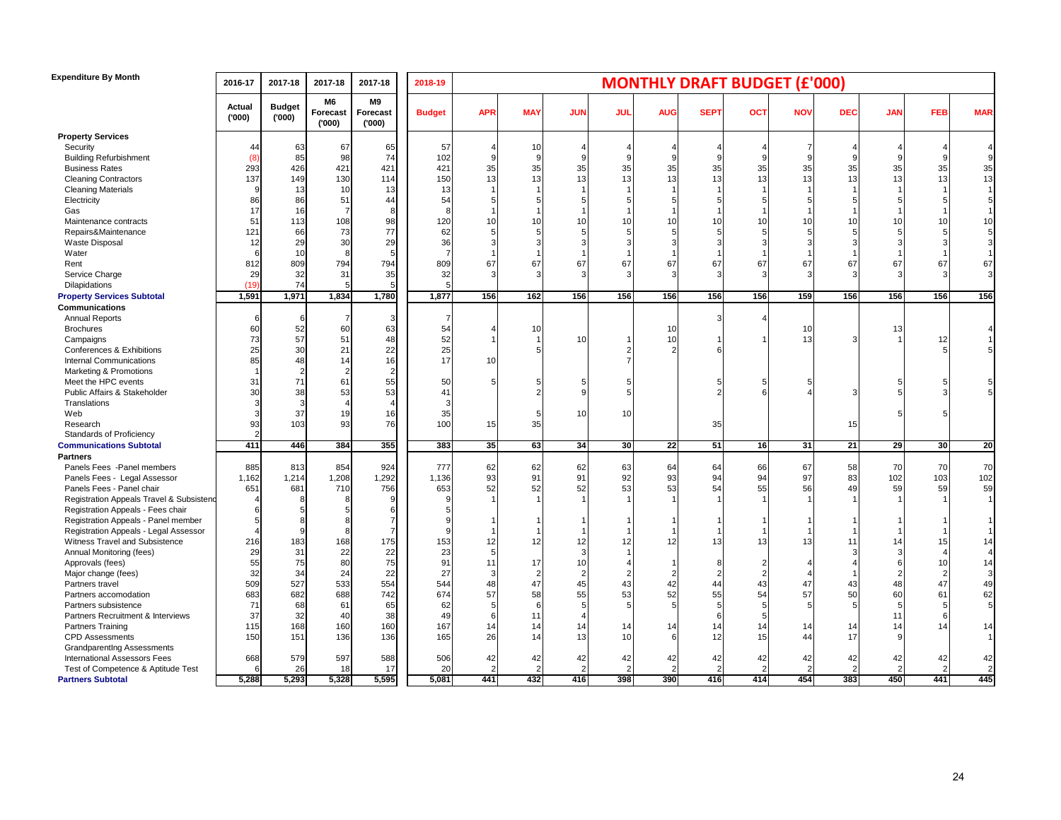| Expenditure By Month | 2016-17 | 2017-18 | 2017-18 | 2017-18 | 2018-19 | MONTHLY DRAFT BUDGET (£'000) | | | | | | | | | | | |
|---|---|---|---|---|---|---|---|---|---|---|---|---|---|---|---|---|---|
| | Actual ('000) | Budget ('000) | M6 Forecast ('000) | M9 Forecast ('000) | Budget | APR | MAY | JUN | JUL | AUG | SEPT | OCT | NOV | DEC | JAN | FEB | MAR |
| **Property Services** | | | | | | | | | | | | | | | | | |
| Security | 44 | 63 | 67 | 65 | 57 | 4 | 10 | 4 | 4 | 4 | 4 | 4 | 7 | 4 | 4 | 4 | 4 |
| Building Refurbishment | (8) | 85 | 98 | 74 | 102 | 9 | 9 | 9 | 9 | 9 | 9 | 9 | 9 | 9 | 9 | 9 | 9 |
| Business Rates | 293 | 426 | 421 | 421 | 421 | 35 | 35 | 35 | 35 | 35 | 35 | 35 | 35 | 35 | 35 | 35 | 35 |
| Cleaning Contractors | 137 | 149 | 130 | 114 | 150 | 13 | 13 | 13 | 13 | 13 | 13 | 13 | 13 | 13 | 13 | 13 | 13 |
| Cleaning Materials | 9 | 13 | 10 | 13 | 13 | 1 | 1 | 1 | 1 | 1 | 1 | 1 | 1 | 1 | 1 | 1 | 1 |
| Electricity | 86 | 86 | 51 | 44 | 54 | 5 | 5 | 5 | 5 | 5 | 5 | 5 | 5 | 5 | 5 | 5 | 5 |
| Gas | 17 | 16 | 7 | 8 | 8 | 1 | 1 | 1 | 1 | 1 | 1 | 1 | 1 | 1 | 1 | 1 | 1 |
| Maintenance contracts | 51 | 113 | 108 | 98 | 120 | 10 | 10 | 10 | 10 | 10 | 10 | 10 | 10 | 10 | 10 | 10 | 10 |
| Repairs&Maintenance | 121 | 66 | 73 | 77 | 62 | 5 | 5 | 5 | 5 | 5 | 5 | 5 | 5 | 5 | 5 | 5 | 5 |
| Waste Disposal | 12 | 29 | 30 | 29 | 36 | 3 | 3 | 3 | 3 | 3 | 3 | 3 | 3 | 3 | 3 | 3 | 3 |
| Water | 6 | 10 | 8 | 5 | 7 | 1 | 1 | 1 | 1 | 1 | 1 | 1 | 1 | 1 | 1 | 1 | 1 |
| Rent | 812 | 809 | 794 | 794 | 809 | 67 | 67 | 67 | 67 | 67 | 67 | 67 | 67 | 67 | 67 | 67 | 67 |
| Service Charge | 29 | 32 | 31 | 35 | 32 | 3 | 3 | 3 | 3 | 3 | 3 | 3 | 3 | 3 | 3 | 3 | 3 |
| Dilapidations | (19) | 74 | 5 | 5 | 5 | | | | | | | | | | | | |
| **Property Services Subtotal** | **1,591** | **1,971** | **1,834** | **1,780** | **1,877** | **156** | **162** | **156** | **156** | **156** | **156** | **156** | **159** | **156** | **156** | **156** | **156** |
| **Communications** | | | | | | | | | | | | | | | | | |
| Annual Reports | 6 | 6 | 7 | 3 | 7 | | | | | | 3 | 4 | | | | | |
| Brochures | 60 | 52 | 60 | 63 | 54 | 4 | 10 | | | 10 | | | 10 | | 13 | | 4 |
| Campaigns | 73 | 57 | 51 | 48 | 52 | 1 | 1 | 10 | 1 | 10 | 1 | 1 | 13 | 3 | 1 | 12 | 1 |
| Conferences & Exhibitions | 25 | 30 | 21 | 22 | 25 | | 5 | | 2 | 2 | 6 | | | | | 5 | 5 |
| Internal Communications | 85 | 48 | 14 | 16 | 17 | 10 | | | 7 | | | | | | | | |
| Marketing & Promotions | 1 | 2 | 2 | 2 | | | | | | | | | | | | | |
| Meet the HPC events | 31 | 71 | 61 | 55 | 50 | 5 | 5 | 5 | 5 | | 5 | 5 | 5 | | 5 | 5 | 5 |
| Public Affairs & Stakeholder | 30 | 38 | 53 | 53 | 41 | | 2 | 9 | 5 | | 2 | 6 | 4 | 3 | 5 | 3 | 5 |
| Translations | 3 | 3 | 4 | 4 | 3 | | | | | | | | | | | | |
| Web | 3 | 37 | 19 | 16 | 35 | | 5 | 10 | 10 | | | | | | 5 | 5 | |
| Research | 93 | 103 | 93 | 76 | 100 | 15 | 35 | | | | 35 | | | 15 | | | |
| Standards of Proficiency | 2 | | | | | | | | | | | | | | | | |
| **Communications Subtotal** | **411** | **446** | **384** | **355** | **383** | **35** | **63** | **34** | **30** | **22** | **51** | **16** | **31** | **21** | **29** | **30** | **20** |
| **Partners** | | | | | | | | | | | | | | | | | |
| Panels Fees -Panel members | 885 | 813 | 854 | 924 | 777 | 62 | 62 | 62 | 63 | 64 | 64 | 66 | 67 | 58 | 70 | 70 | 70 |
| Panels Fees - Legal Assessor | 1,162 | 1,214 | 1,208 | 1,292 | 1,136 | 93 | 91 | 91 | 92 | 93 | 94 | 94 | 97 | 83 | 102 | 103 | 102 |
| Panels Fees - Panel chair | 651 | 681 | 710 | 756 | 653 | 52 | 52 | 52 | 53 | 53 | 54 | 55 | 56 | 49 | 59 | 59 | 59 |
| Registration Appeals Travel & Subsistence | 4 | 8 | 8 | 9 | 9 | 1 | 1 | 1 | 1 | 1 | 1 | 1 | 1 | 1 | 1 | 1 | 1 |
| Registration Appeals - Fees chair | 6 | 5 | 5 | 6 | 5 | | | | | | | | | | | | |
| Registration Appeals - Panel member | 5 | 8 | 8 | 7 | 9 | 1 | 1 | 1 | 1 | 1 | 1 | 1 | 1 | 1 | 1 | 1 | 1 |
| Registration Appeals - Legal Assessor | 4 | 9 | 8 | 7 | 9 | 1 | 1 | 1 | 1 | 1 | 1 | 1 | 1 | 1 | 1 | 1 | 1 |
| Witness Travel and Subsistence | 216 | 183 | 168 | 175 | 153 | 12 | 12 | 12 | 12 | 12 | 13 | 13 | 13 | 11 | 14 | 15 | 14 |
| Annual Monitoring (fees) | 29 | 31 | 22 | 22 | 23 | 5 | | 3 | 1 | | | | | 3 | 3 | 4 | 4 |
| Approvals (fees) | 55 | 75 | 80 | 75 | 91 | 11 | 17 | 10 | 4 | 1 | 8 | 2 | 4 | 4 | 6 | 10 | 14 |
| Major change (fees) | 32 | 34 | 24 | 22 | 27 | 3 | 2 | 2 | 2 | 2 | 2 | 2 | 4 | 1 | 2 | 2 | 3 |
| Partners travel | 509 | 527 | 533 | 554 | 544 | 48 | 47 | 45 | 43 | 42 | 44 | 43 | 47 | 43 | 48 | 47 | 49 |
| Partners accomodation | 683 | 682 | 688 | 742 | 674 | 57 | 58 | 55 | 53 | 52 | 55 | 54 | 57 | 50 | 60 | 61 | 62 |
| Partners subsistence | 71 | 68 | 61 | 65 | 62 | 5 | 6 | 5 | 5 | 5 | 5 | 5 | 5 | 5 | 5 | 5 | 5 |
| Partners Recruitment & Interviews | 37 | 32 | 40 | 38 | 49 | 6 | 11 | 4 | | | 6 | 5 | | | 11 | 6 | |
| Partners Training | 115 | 168 | 160 | 160 | 167 | 14 | 14 | 14 | 14 | 14 | 14 | 14 | 14 | 14 | 14 | 14 | 14 |
| CPD Assessments | 150 | 151 | 136 | 136 | 165 | 26 | 14 | 13 | 10 | 6 | 12 | 15 | 44 | 17 | 9 | | 1 |
| Grandparentlng Assessments | | | | | | | | | | | | | | | | | |
| International Assessors Fees | 668 | 579 | 597 | 588 | 506 | 42 | 42 | 42 | 42 | 42 | 42 | 42 | 42 | 42 | 42 | 42 | 42 |
| Test of Competence & Aptitude Test | 6 | 26 | 18 | 17 | 20 | 2 | 2 | 2 | 2 | 2 | 2 | 2 | 2 | 2 | 2 | 2 | 2 |
| **Partners Subtotal** | **5,288** | **5,293** | **5,328** | **5,595** | **5,081** | **441** | **432** | **416** | **398** | **390** | **416** | **414** | **454** | **383** | **450** | **441** | **445** |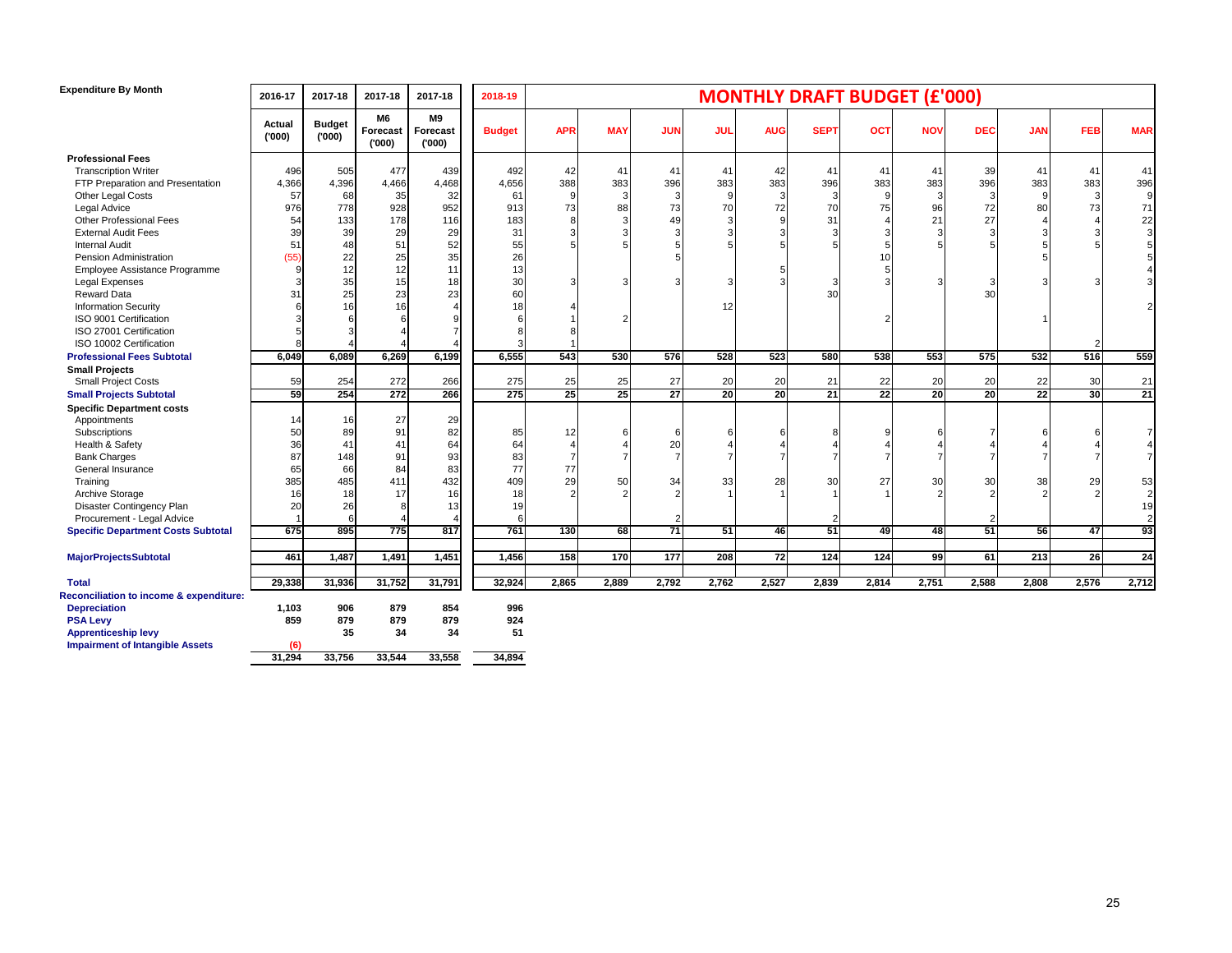| Expenditure By Month | 2016-17 | 2017-18 | 2017-18 | 2017-18 | 2018-19 | MONTHLY DRAFT BUDGET (£'000) | | | | | | | | | | | |
|---|---|---|---|---|---|---|---|---|---|---|---|---|---|---|---|---|---|
| | Actual ('000) | Budget ('000) | M6 Forecast ('000) | M9 Forecast ('000) | Budget | APR | MAY | JUN | JUL | AUG | SEPT | OCT | NOV | DEC | JAN | FEB | MAR |
| **Professional Fees** | | | | | | | | | | | | | | | | | |
| Transcription Writer | 496 | 505 | 477 | 439 | 492 | 42 | 41 | 41 | 41 | 42 | 41 | 41 | 41 | 39 | 41 | 41 | 41 |
| FTP Preparation and Presentation | 4,366 | 4,396 | 4,466 | 4,468 | 4,656 | 388 | 383 | 396 | 383 | 383 | 396 | 383 | 383 | 396 | 383 | 383 | 396 |
| Other Legal Costs | 57 | 68 | 35 | 32 | 61 | 9 | 3 | 3 | 9 | 3 | 3 | 9 | 3 | 3 | 9 | 3 | 9 |
| Legal Advice | 976 | 778 | 928 | 952 | 913 | 73 | 88 | 73 | 70 | 72 | 70 | 75 | 96 | 72 | 80 | 73 | 71 |
| Other Professional Fees | 54 | 133 | 178 | 116 | 183 | 8 | 3 | 49 | 3 | 9 | 31 | 4 | 21 | 27 | 4 | 4 | 22 |
| External Audit Fees | 39 | 39 | 29 | 29 | 31 | 3 | 3 | 3 | 3 | 3 | 3 | 3 | 3 | 3 | 3 | 3 | 3 |
| Internal Audit | 51 | 48 | 51 | 52 | 55 | 5 | 5 | 5 | 5 | 5 | 5 | 5 | 5 | 5 | 5 | 5 | 5 |
| Pension Administration | (55) | 22 | 25 | 35 | 26 | | | 5 | | | | 10 | | | 5 | | 5 |
| Employee Assistance Programme | 9 | 12 | 12 | 11 | 13 | | | | | 5 | | 5 | | | | | 4 |
| Legal Expenses | 3 | 35 | 15 | 18 | 30 | 3 | 3 | 3 | 3 | 3 | 3 | 3 | 3 | 3 | 3 | 3 | 3 |
| Reward Data | 31 | 25 | 23 | 23 | 60 | | | | | | 30 | | | 30 | | | |
| Information Security | 6 | 16 | 16 | 4 | 18 | 4 | | | 12 | | | | | | | | 2 |
| ISO 9001 Certification | 3 | 6 | 6 | 9 | 6 | 1 | 2 | | | | | 2 | | | 1 | | |
| ISO 27001 Certification | 5 | 3 | 4 | 7 | 8 | 8 | | | | | | | | | | | |
| ISO 10002 Certification | 8 | 4 | 4 | 4 | 3 | 1 | | | | | | | | | | 2 | |
| **Professional Fees Subtotal** | 6,049 | 6,089 | 6,269 | 6,199 | 6,555 | 543 | 530 | 576 | 528 | 523 | 580 | 538 | 553 | 575 | 532 | 516 | 559 |
| **Small Projects** | | | | | | | | | | | | | | | | | |
| Small Project Costs | 59 | 254 | 272 | 266 | 275 | 25 | 25 | 27 | 20 | 20 | 21 | 22 | 20 | 20 | 22 | 30 | 21 |
| **Small Projects Subtotal** | 59 | 254 | 272 | 266 | 275 | 25 | 25 | 27 | 20 | 20 | 21 | 22 | 20 | 20 | 22 | 30 | 21 |
| **Specific Department costs** | | | | | | | | | | | | | | | | | |
| Appointments | 14 | 16 | 27 | 29 | | | | | | | | | | | | | |
| Subscriptions | 50 | 89 | 91 | 82 | 85 | 12 | 6 | 6 | 6 | 6 | 8 | 9 | 6 | 7 | 6 | 6 | 7 |
| Health & Safety | 36 | 41 | 41 | 64 | 64 | 4 | 4 | 20 | 4 | 4 | 4 | 4 | 4 | 4 | 4 | 4 | 4 |
| Bank Charges | 87 | 148 | 91 | 93 | 83 | 7 | 7 | 7 | 7 | 7 | 7 | 7 | 7 | 7 | 7 | 7 | 7 |
| General Insurance | 65 | 66 | 84 | 83 | 77 | 77 | | | | | | | | | | | |
| Training | 385 | 485 | 411 | 432 | 409 | 29 | 50 | 34 | 33 | 28 | 30 | 27 | 30 | 30 | 38 | 29 | 53 |
| Archive Storage | 16 | 18 | 17 | 16 | 18 | 2 | 2 | 2 | 1 | 1 | 1 | 1 | 2 | 2 | 2 | 2 | 2 |
| Disaster Contingency Plan | 20 | 26 | 8 | 13 | 19 | | | | | | | | | | | | 19 |
| Procurement - Legal Advice | 1 | 6 | 4 | 4 | 6 | | | 2 | | | 2 | | | 2 | | | 2 |
| **Specific Department Costs Subtotal** | 675 | 895 | 775 | 817 | 761 | 130 | 68 | 71 | 51 | 46 | 51 | 49 | 48 | 51 | 56 | 47 | 93 |
| **MajorProjectsSubtotal** | 461 | 1,487 | 1,491 | 1,451 | 1,456 | 158 | 170 | 177 | 208 | 72 | 124 | 124 | 99 | 61 | 213 | 26 | 24 |
| **Total** | 29,338 | 31,936 | 31,752 | 31,791 | 32,924 | 2,865 | 2,889 | 2,792 | 2,762 | 2,527 | 2,839 | 2,814 | 2,751 | 2,588 | 2,808 | 2,576 | 2,712 |
| **Reconciliation to income & expenditure:** | | | | | | | | | | | | | | | | | |
| **Depreciation** | 1,103 | 906 | 879 | 854 | 996 | | | | | | | | | | | | |
| **PSA Levy** | 859 | 879 | 879 | 879 | 924 | | | | | | | | | | | | |
| **Apprenticeship levy** | | 35 | 34 | 34 | 51 | | | | | | | | | | | | |
| **Impairment of Intangible Assets** | (6) | | | | | | | | | | | | | | | | |
| | 31,294 | 33,756 | 33,544 | 33,558 | 34,894 | | | | | | | | | | | | |